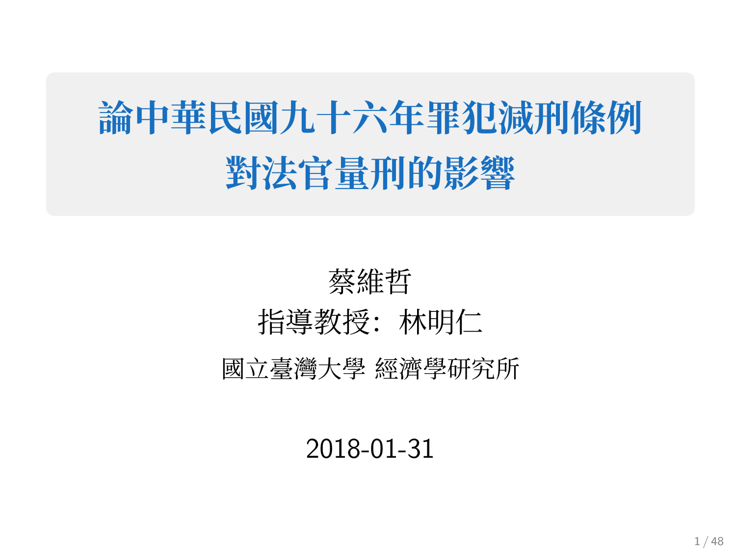# 論中華民國九十六年罪犯減刑條例對法官量刑的影響

蔡維哲

指導教授：林明仁

國立臺灣大學 經濟學研究所

2018-01-31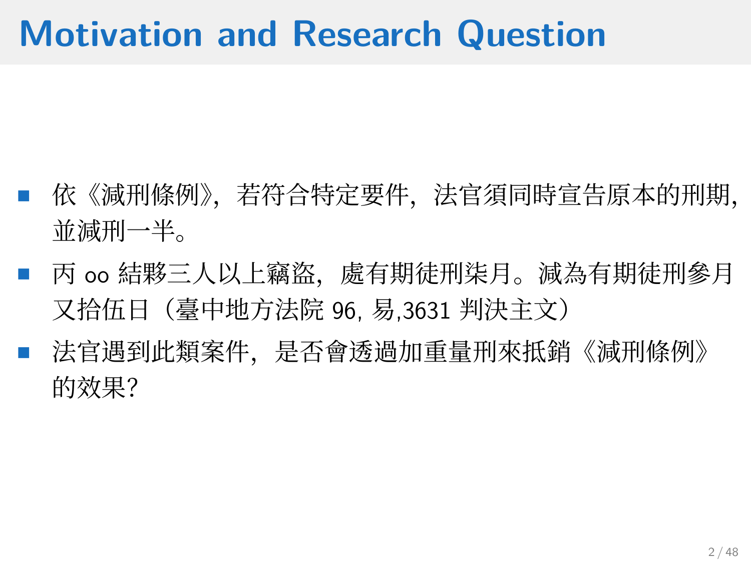# Motivation and Research Question

- 依《減刑條例》, 若符合特定要件, 法官須同時宣告原本的刑期, 並減刑一半。
- 丙 oo 結夥三人以上竊盜, 處有期徒刑柒月。減為有期徒刑參月又拾伍日（臺中地方法院 96, 易,3631 判決主文）
- 法官遇到此類案件, 是否會透過加重量刑來抵銷《減刑條例》的效果?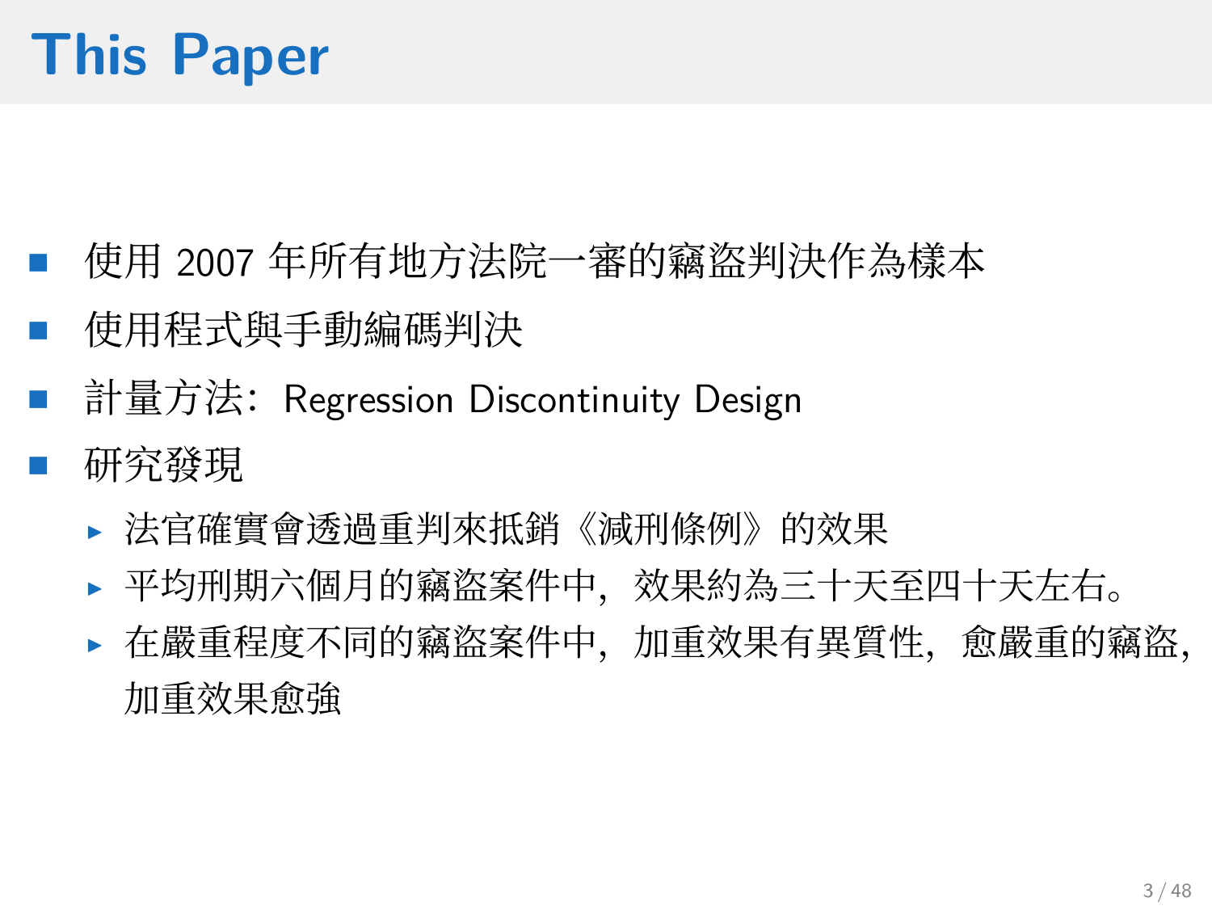# This Paper

- 使用 2007 年所有地方法院一審的竊盜判決作為樣本
- 使用程式與手動編碼判決
- 計量方法：Regression Discontinuity Design
- 研究發現
  - 法官確實會透過重判來抵銷《減刑條例》的效果
  - 平均刑期六個月的竊盜案件中，效果約為三十天至四十天左右。
  - 在嚴重程度不同的竊盜案件中，加重效果有異質性，愈嚴重的竊盜，加重效果愈強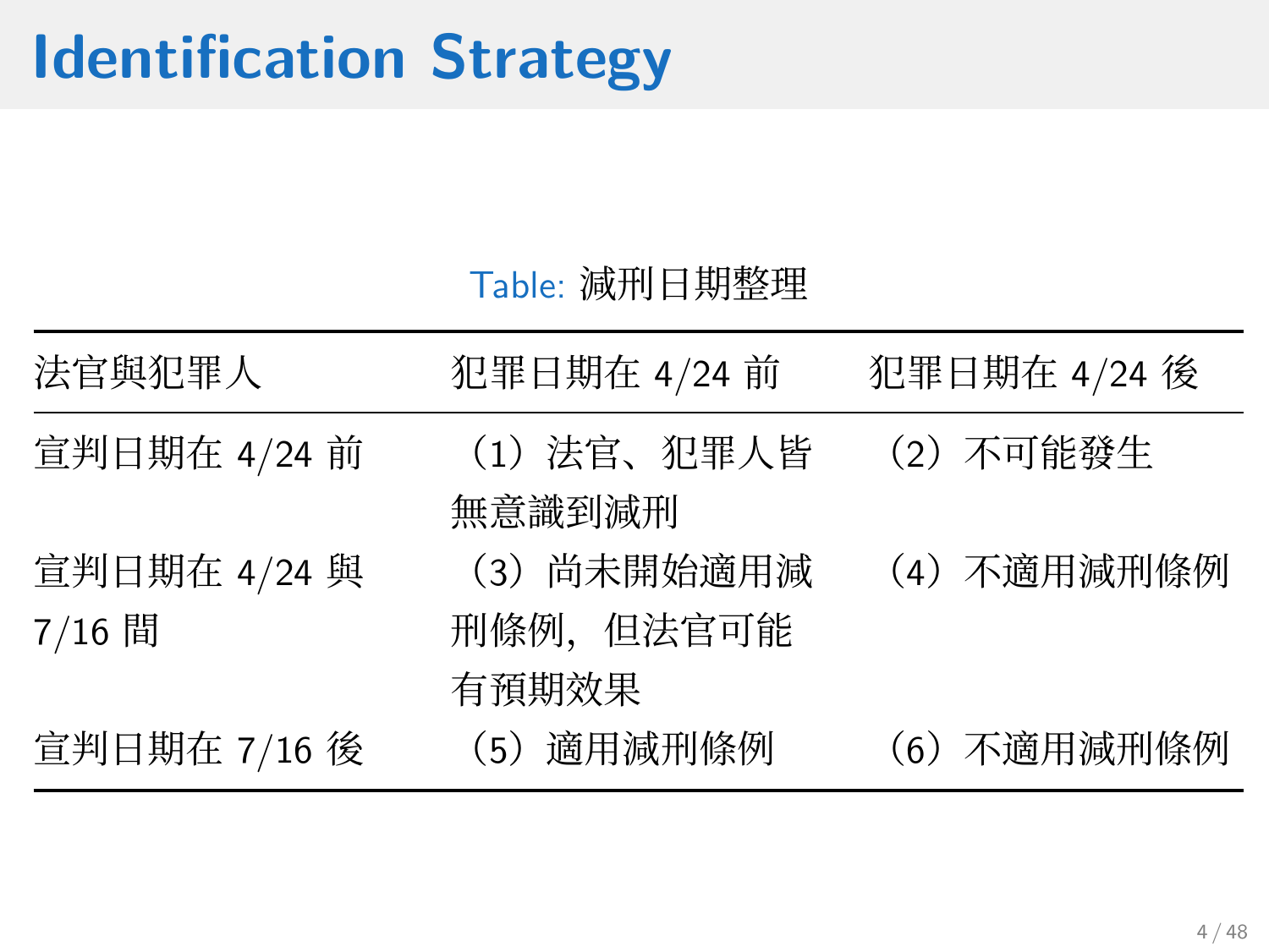# Identification Strategy

Table: 減刑日期整理

| 法官與犯罪人 | 犯罪日期在 4/24 前 | 犯罪日期在 4/24 後 |
|---|---|---|
| 宣判日期在 4/24 前 | （1）法官、犯罪人皆無意識到減刑 | （2）不可能發生 |
| 宣判日期在 4/24 與 7/16 間 | （3）尚未開始適用減刑條例，但法官可能有預期效果 | （4）不適用減刑條例 |
| 宣判日期在 7/16 後 | （5）適用減刑條例 | （6）不適用減刑條例 |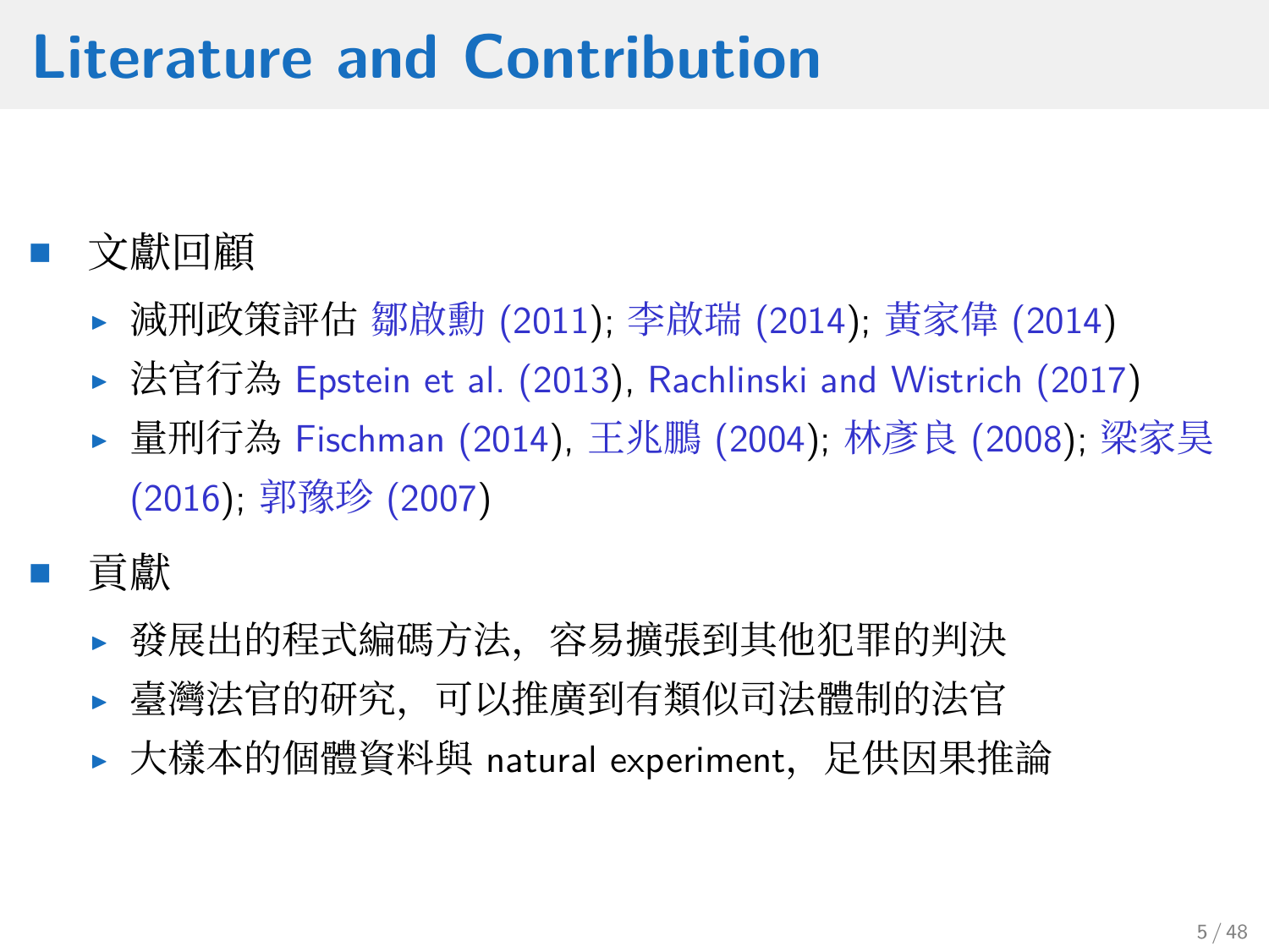# Literature and Contribution

- 文獻回顧
  - 減刑政策評估 鄒啟勳 (2011); 李啟瑞 (2014); 黃家偉 (2014)
  - 法官行為 Epstein et al. (2013), Rachlinski and Wistrich (2017)
  - 量刑行為 Fischman (2014), 王兆鵬 (2004); 林彥良 (2008); 梁家昊 (2016); 郭豫珍 (2007)
- 貢獻
  - 發展出的程式編碼方法，容易擴張到其他犯罪的判決
  - 臺灣法官的研究，可以推廣到有類似司法體制的法官
  - 大樣本的個體資料與 natural experiment，足供因果推論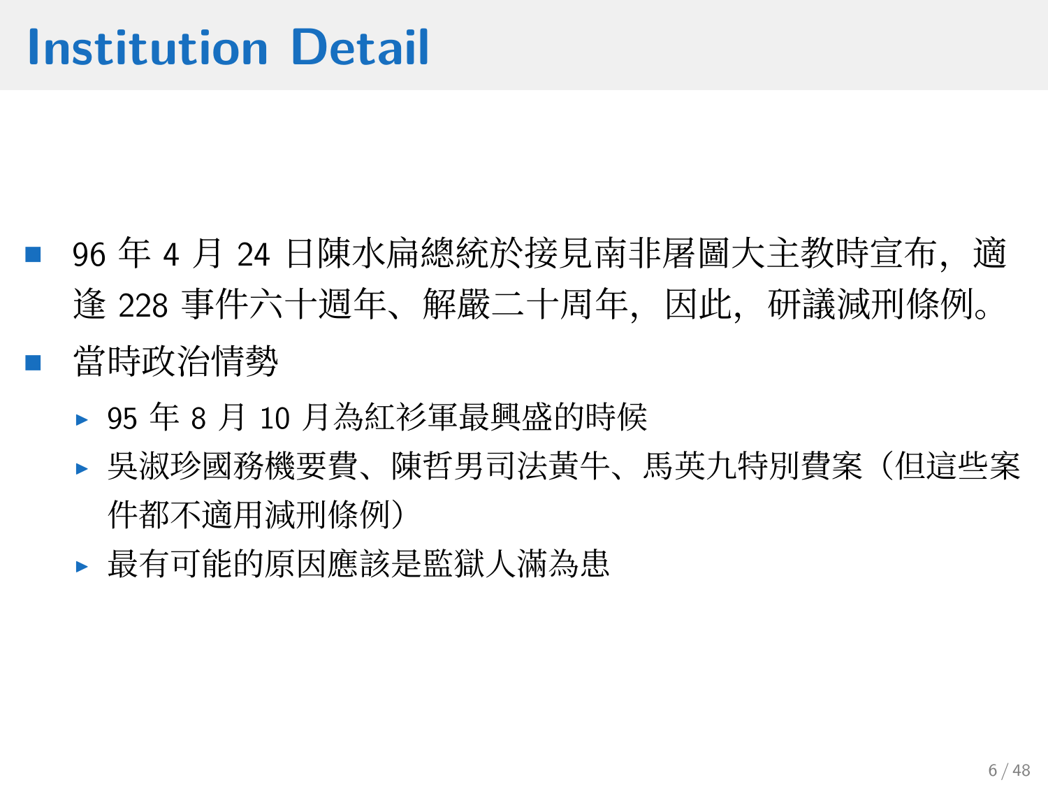# Institution Detail

- 96 年 4 月 24 日陳水扁總統於接見南非屠圖大主教時宣布，適逢 228 事件六十週年、解嚴二十周年，因此，研議減刑條例。
- 當時政治情勢
  - 95 年 8 月 10 月為紅衫軍最興盛的時候
  - 吳淑珍國務機要費、陳哲男司法黃牛、馬英九特別費案（但這些案件都不適用減刑條例）
  - 最有可能的原因應該是監獄人滿為患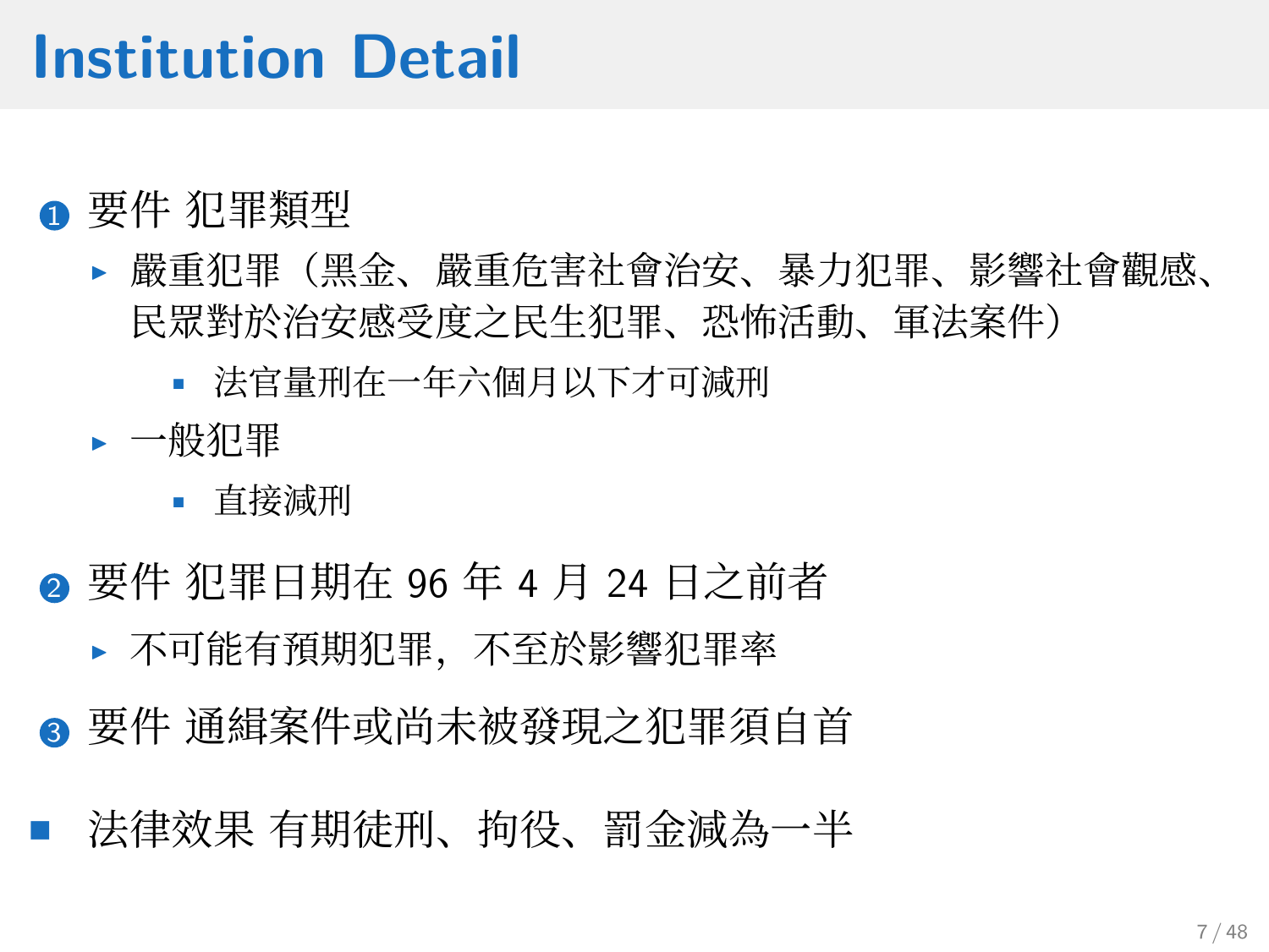# Institution Detail

1. 要件 犯罪類型
   - 嚴重犯罪（黑金、嚴重危害社會治安、暴力犯罪、影響社會觀感、民眾對於治安感受度之民生犯罪、恐怖活動、軍法案件）
     - 法官量刑在一年六個月以下才可減刑
   - 一般犯罪
     - 直接減刑
2. 要件 犯罪日期在 96 年 4 月 24 日之前者
   - 不可能有預期犯罪，不至於影響犯罪率
3. 要件 通緝案件或尚未被發現之犯罪須自首

- 法律效果 有期徒刑、拘役、罰金減為一半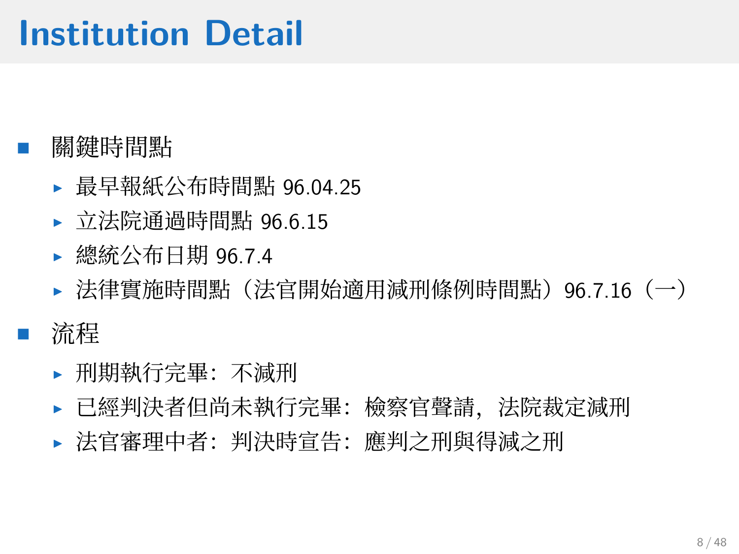# Institution Detail

- 關鍵時間點
  - 最早報紙公布時間點 96.04.25
  - 立法院通過時間點 96.6.15
  - 總統公布日期 96.7.4
  - 法律實施時間點（法官開始適用減刑條例時間點）96.7.16（一）
- 流程
  - 刑期執行完畢：不減刑
  - 已經判決者但尚未執行完畢：檢察官聲請，法院裁定減刑
  - 法官審理中者：判決時宣告：應判之刑與得減之刑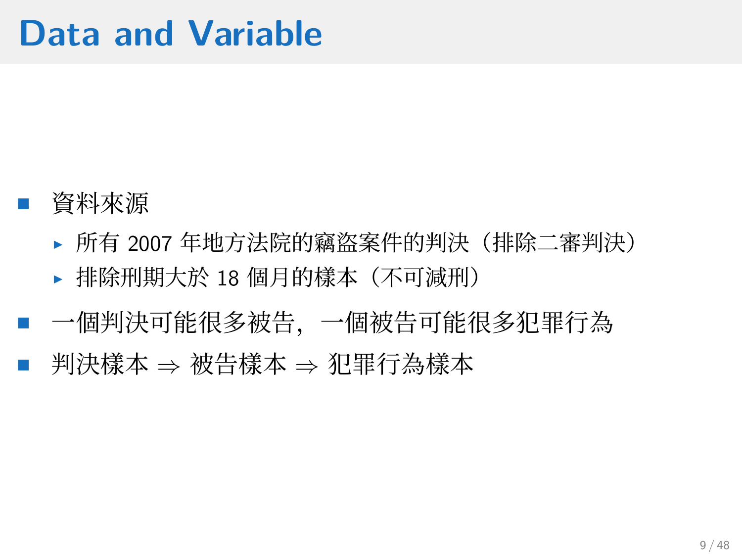# Data and Variable

- 資料來源
  - 所有 2007 年地方法院的竊盜案件的判決（排除二審判決）
  - 排除刑期大於 18 個月的樣本（不可減刑）
- 一個判決可能很多被告，一個被告可能很多犯罪行為
- 判決樣本 $\Rightarrow$ 被告樣本 $\Rightarrow$ 犯罪行為樣本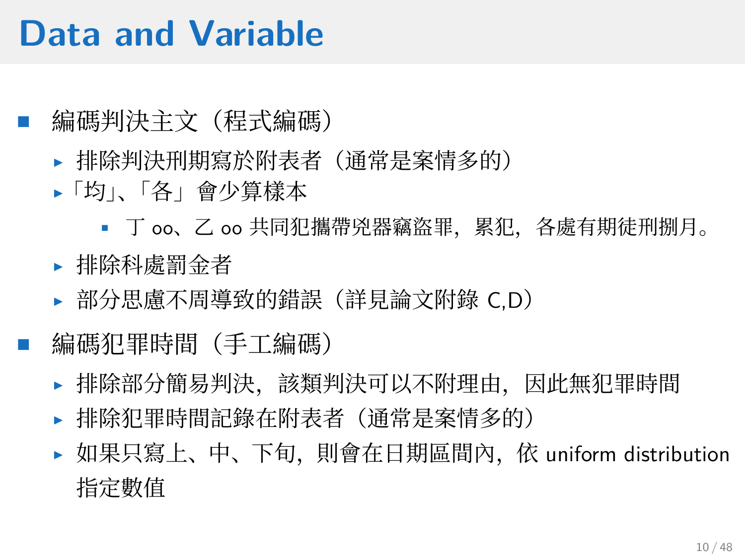# Data and Variable

- 編碼判決主文（程式編碼）
  - 排除判決刑期寫於附表者（通常是案情多的）
  - 「均」、「各」會少算樣本
    - 丁 oo、乙 oo 共同犯攜帶兇器竊盜罪，累犯，各處有期徒刑捌月。
  - 排除科處罰金者
  - 部分思慮不周導致的錯誤（詳見論文附錄 C,D）
- 編碼犯罪時間（手工編碼）
  - 排除部分簡易判決，該類判決可以不附理由，因此無犯罪時間
  - 排除犯罪時間記錄在附表者（通常是案情多的）
  - 如果只寫上、中、下旬，則會在日期區間內，依 uniform distribution 指定數值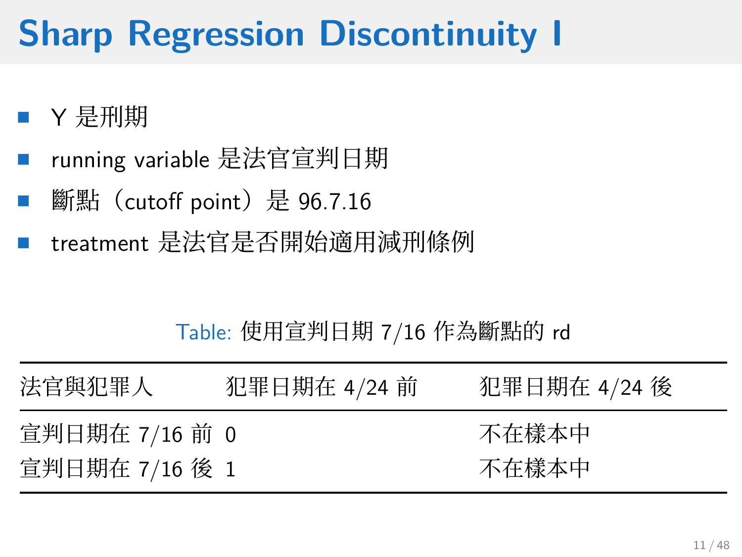# Sharp Regression Discontinuity I

- Y 是刑期
- running variable 是法官宣判日期
- 斷點（cutoff point）是 96.7.16
- treatment 是法官是否開始適用減刑條例

Table: 使用宣判日期 7/16 作為斷點的 rd

| 法官與犯罪人 | 犯罪日期在 4/24 前 | 犯罪日期在 4/24 後 |
|---|---|---|
| 宣判日期在 7/16 前 | 0 | 不在樣本中 |
| 宣判日期在 7/16 後 | 1 | 不在樣本中 |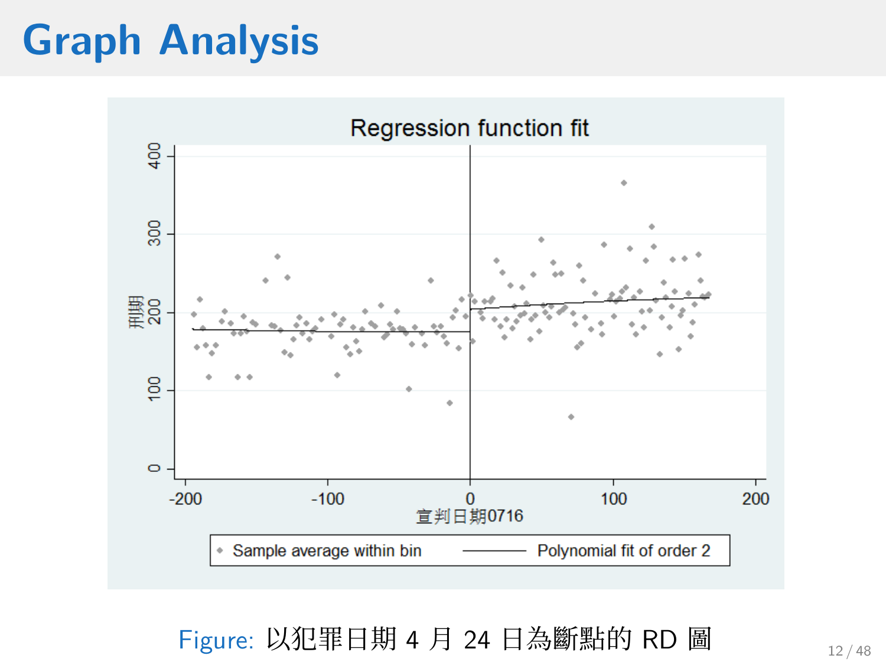# Graph Analysis

Figure: 以犯罪日期 4 月 24 日為斷點的 RD 圖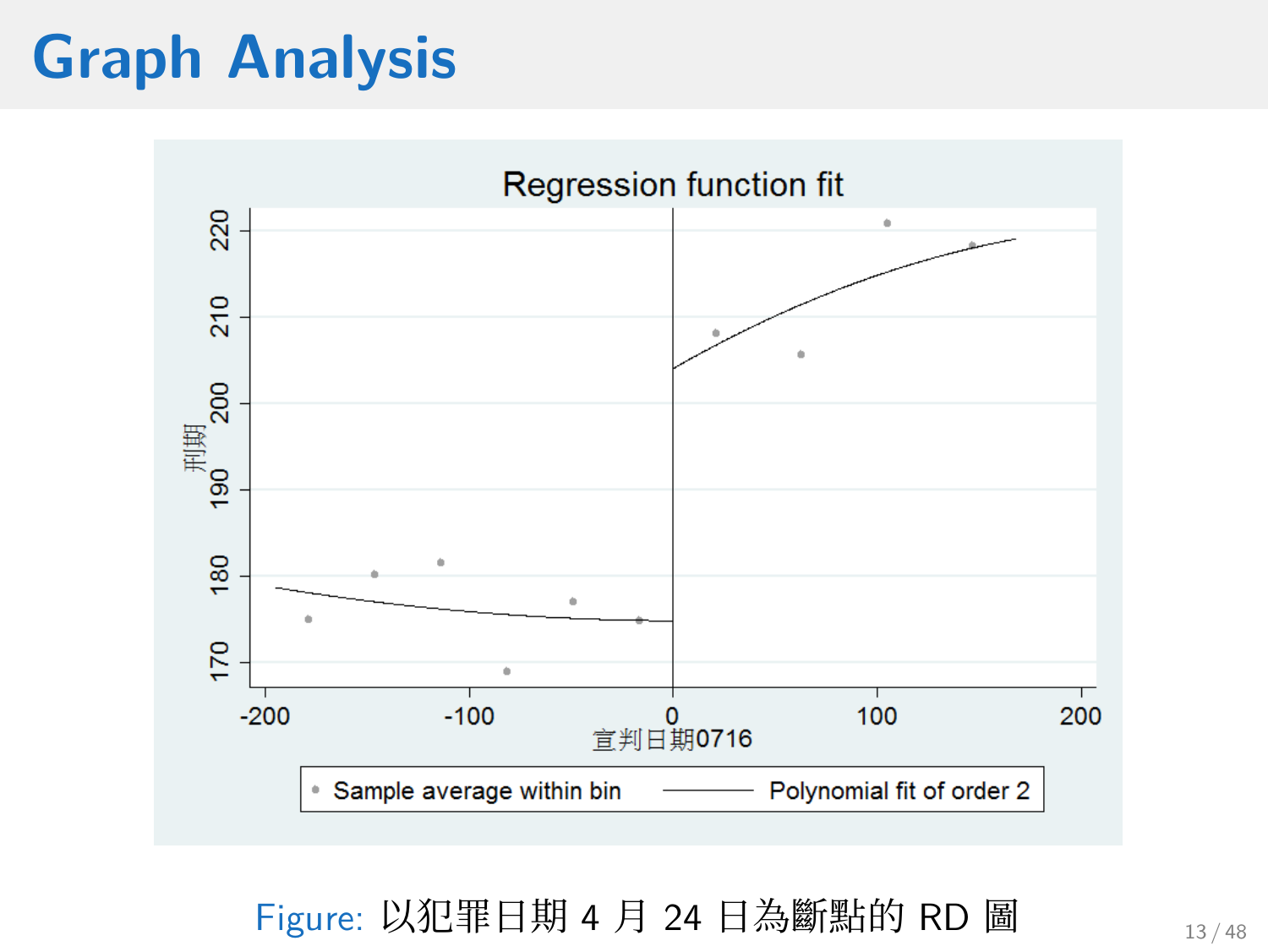# Graph Analysis

Figure: 以犯罪日期 4 月 24 日為斷點的 RD 圖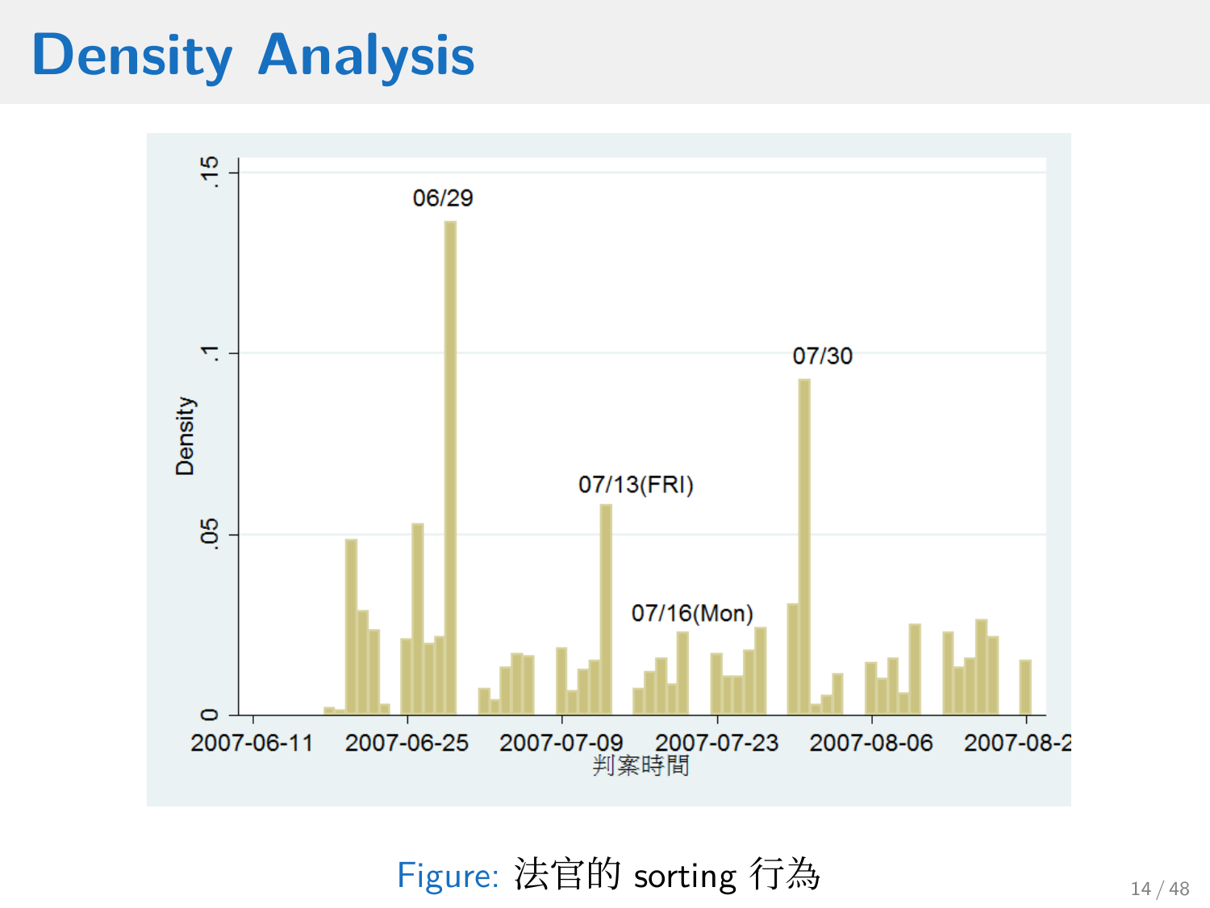# Density Analysis

Figure: 法官的 sorting 行為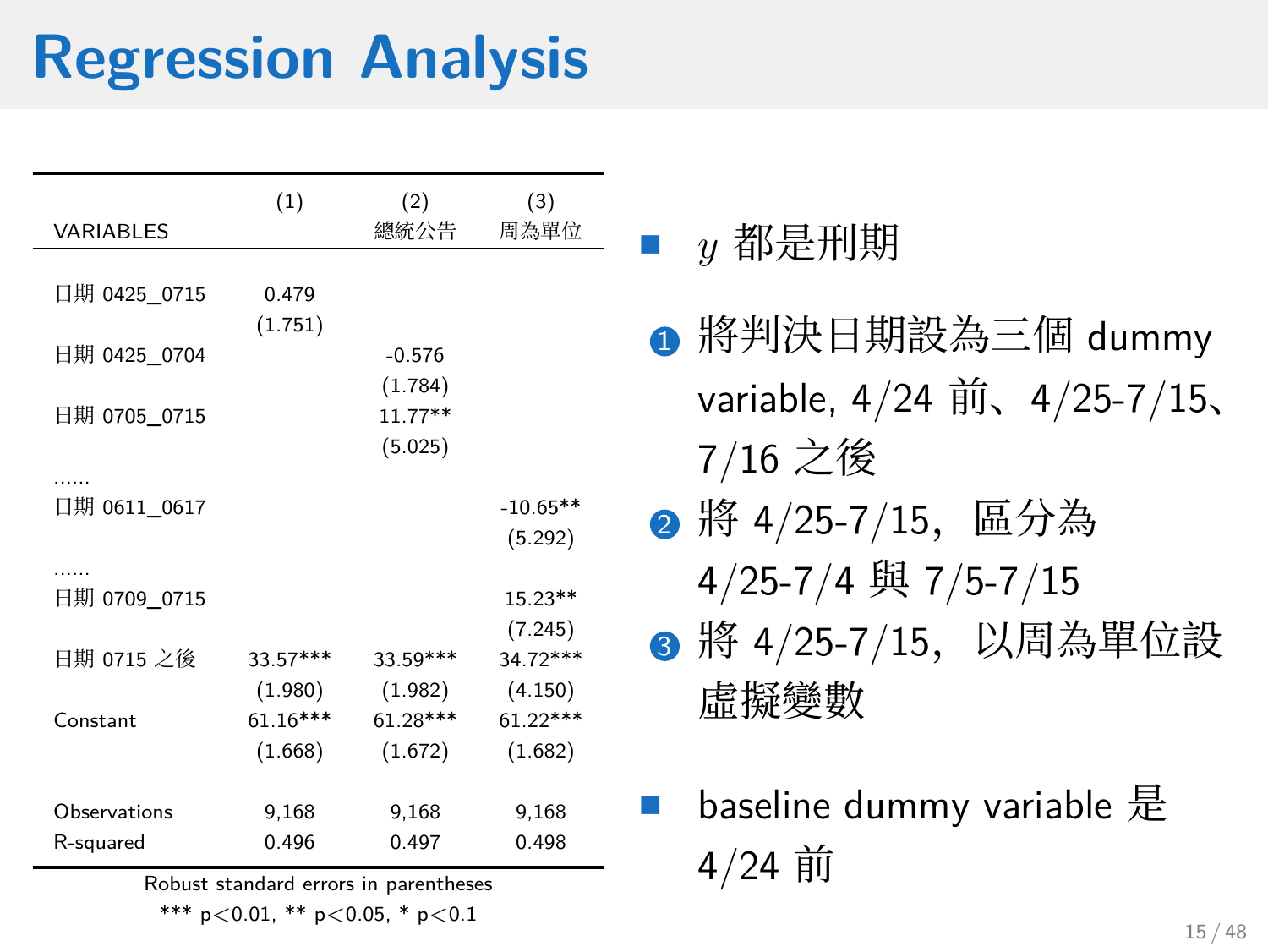# Regression Analysis

| VARIABLES | (1) | (2) 總統公告 | (3) 周為單位 |
|---|---|---|---|
| 日期 0425_0715 | 0.479 | | |
| | (1.751) | | |
| 日期 0425_0704 | | -0.576 | |
| | | (1.784) | |
| 日期 0705_0715 | | 11.77** | |
| | | (5.025) | |
| …… | | | |
| 日期 0611_0617 | | | -10.65** |
| | | | (5.292) |
| …… | | | |
| 日期 0709_0715 | | | 15.23** |
| | | | (7.245) |
| 日期 0715 之後 | 33.57*** | 33.59*** | 34.72*** |
| | (1.980) | (1.982) | (4.150) |
| Constant | 61.16*** | 61.28*** | 61.22*** |
| | (1.668) | (1.672) | (1.682) |
| Observations | 9,168 | 9,168 | 9,168 |
| R-squared | 0.496 | 0.497 | 0.498 |

Robust standard errors in parentheses

*** p<0.01, ** p<0.05, * p<0.1

- $y$ 都是刑期

1. 將判決日期設為三個 dummy variable, 4/24 前、4/25-7/15、7/16 之後
2. 將 4/25-7/15，區分為 4/25-7/4 與 7/5-7/15
3. 將 4/25-7/15，以周為單位設虛擬變數

- baseline dummy variable 是 4/24 前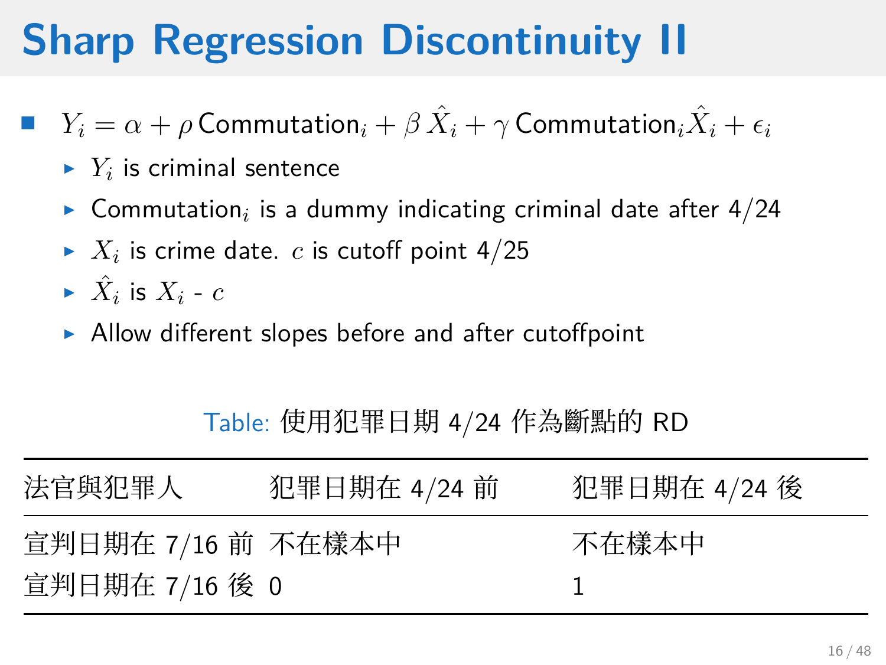# Sharp Regression Discontinuity II

- $Y_i = \alpha + \rho\,\text{Commutation}_i + \beta\,\hat{X}_i + \gamma\,\text{Commutation}_i\hat{X}_i + \epsilon_i$
  - $Y_i$ is criminal sentence
  - $\text{Commutation}_i$ is a dummy indicating criminal date after 4/24
  - $X_i$ is crime date. $c$ is cutoff point 4/25
  - $\hat{X}_i$ is $X_i$ - $c$
  - Allow different slopes before and after cutoffpoint

Table: 使用犯罪日期 4/24 作為斷點的 RD

| 法官與犯罪人 | 犯罪日期在 4/24 前 | 犯罪日期在 4/24 後 |
|---|---|---|
| 宣判日期在 7/16 前 | 不在樣本中 | 不在樣本中 |
| 宣判日期在 7/16 後 | 0 | 1 |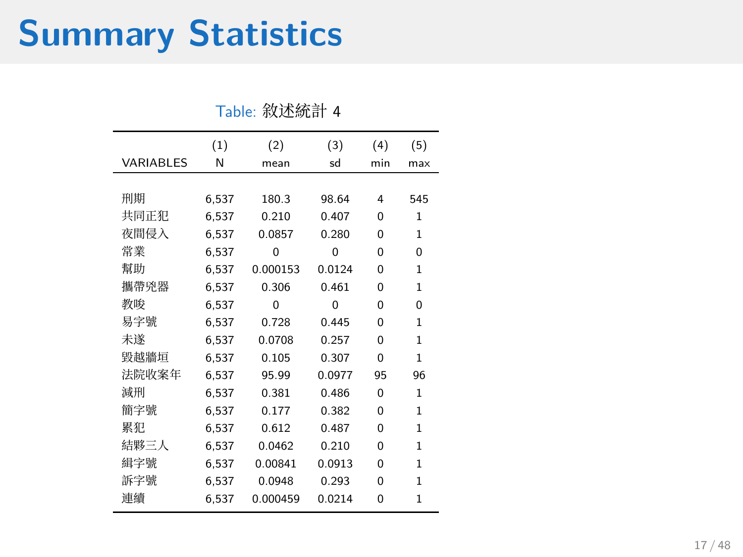# Summary Statistics

Table: 敘述統計 4

| VARIABLES | (1) N | (2) mean | (3) sd | (4) min | (5) max |
|---|---|---|---|---|---|
| 刑期 | 6,537 | 180.3 | 98.64 | 4 | 545 |
| 共同正犯 | 6,537 | 0.210 | 0.407 | 0 | 1 |
| 夜間侵入 | 6,537 | 0.0857 | 0.280 | 0 | 1 |
| 常業 | 6,537 | 0 | 0 | 0 | 0 |
| 幫助 | 6,537 | 0.000153 | 0.0124 | 0 | 1 |
| 攜帶兇器 | 6,537 | 0.306 | 0.461 | 0 | 1 |
| 教唆 | 6,537 | 0 | 0 | 0 | 0 |
| 易字號 | 6,537 | 0.728 | 0.445 | 0 | 1 |
| 未遂 | 6,537 | 0.0708 | 0.257 | 0 | 1 |
| 毀越牆垣 | 6,537 | 0.105 | 0.307 | 0 | 1 |
| 法院收案年 | 6,537 | 95.99 | 0.0977 | 95 | 96 |
| 減刑 | 6,537 | 0.381 | 0.486 | 0 | 1 |
| 簡字號 | 6,537 | 0.177 | 0.382 | 0 | 1 |
| 累犯 | 6,537 | 0.612 | 0.487 | 0 | 1 |
| 結夥三人 | 6,537 | 0.0462 | 0.210 | 0 | 1 |
| 緝字號 | 6,537 | 0.00841 | 0.0913 | 0 | 1 |
| 訴字號 | 6,537 | 0.0948 | 0.293 | 0 | 1 |
| 連續 | 6,537 | 0.000459 | 0.0214 | 0 | 1 |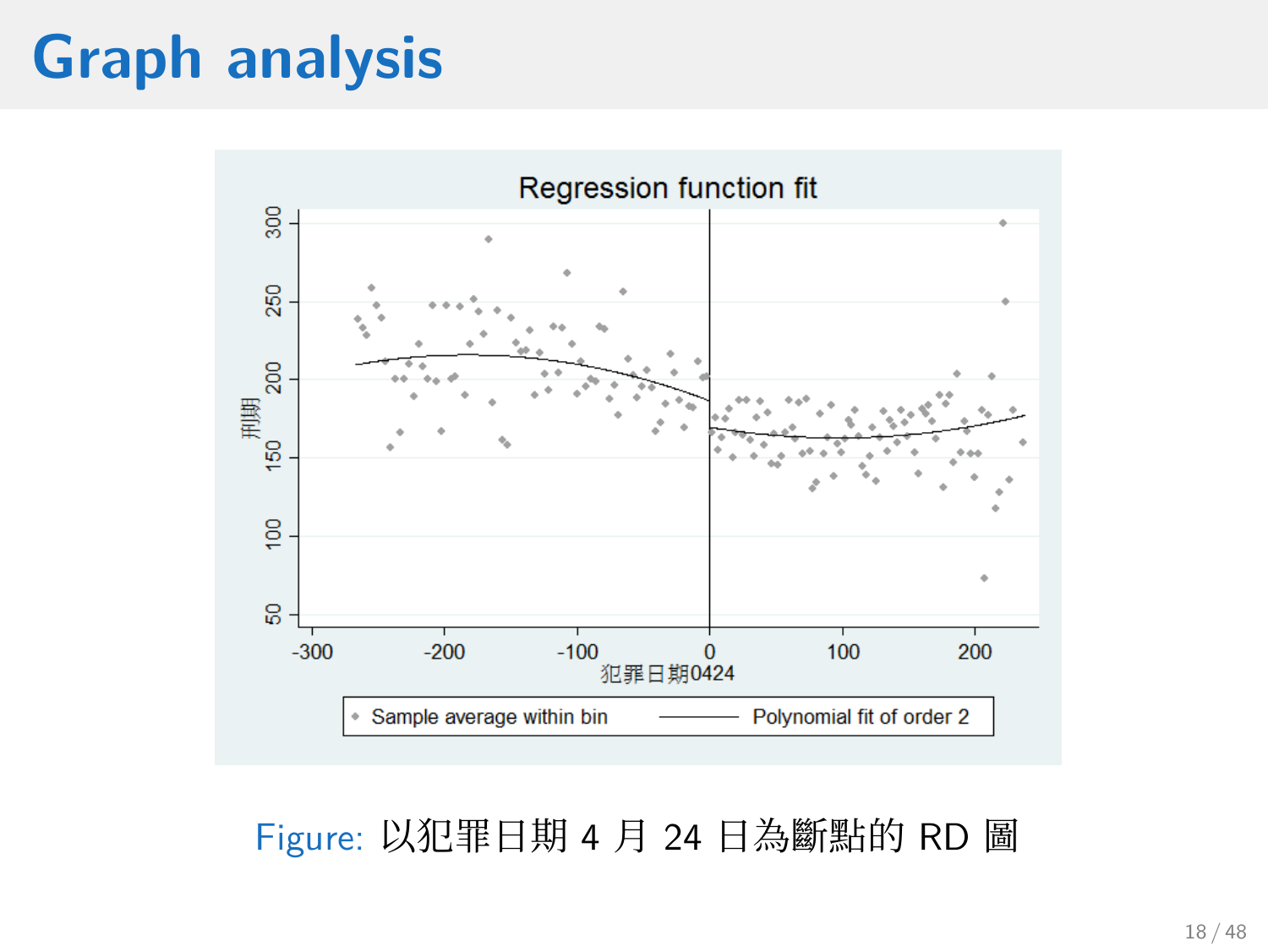# Graph analysis

Figure: 以犯罪日期 4 月 24 日為斷點的 RD 圖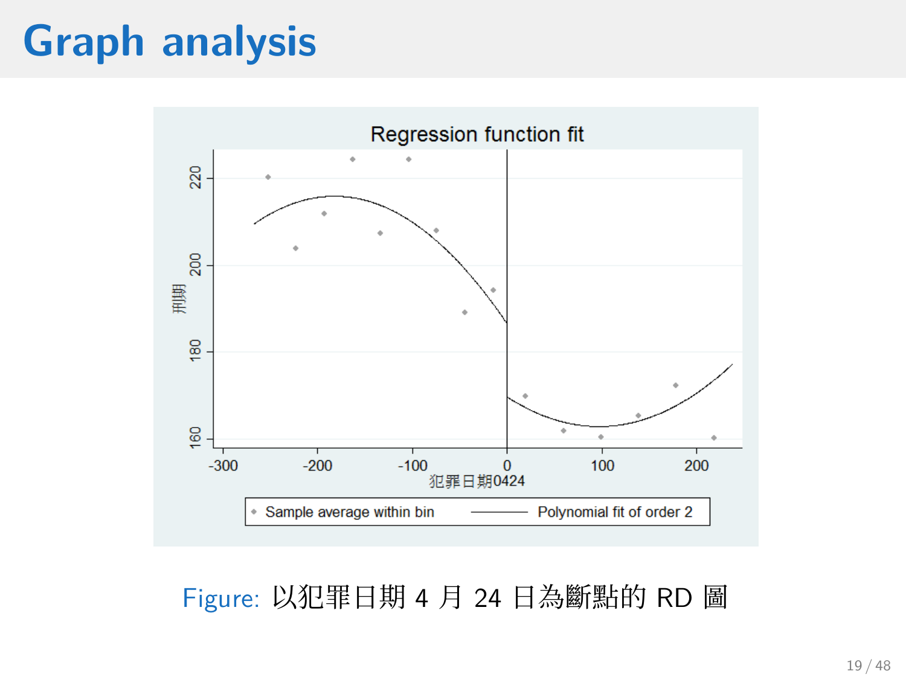# Graph analysis

Figure: 以犯罪日期 4 月 24 日為斷點的 RD 圖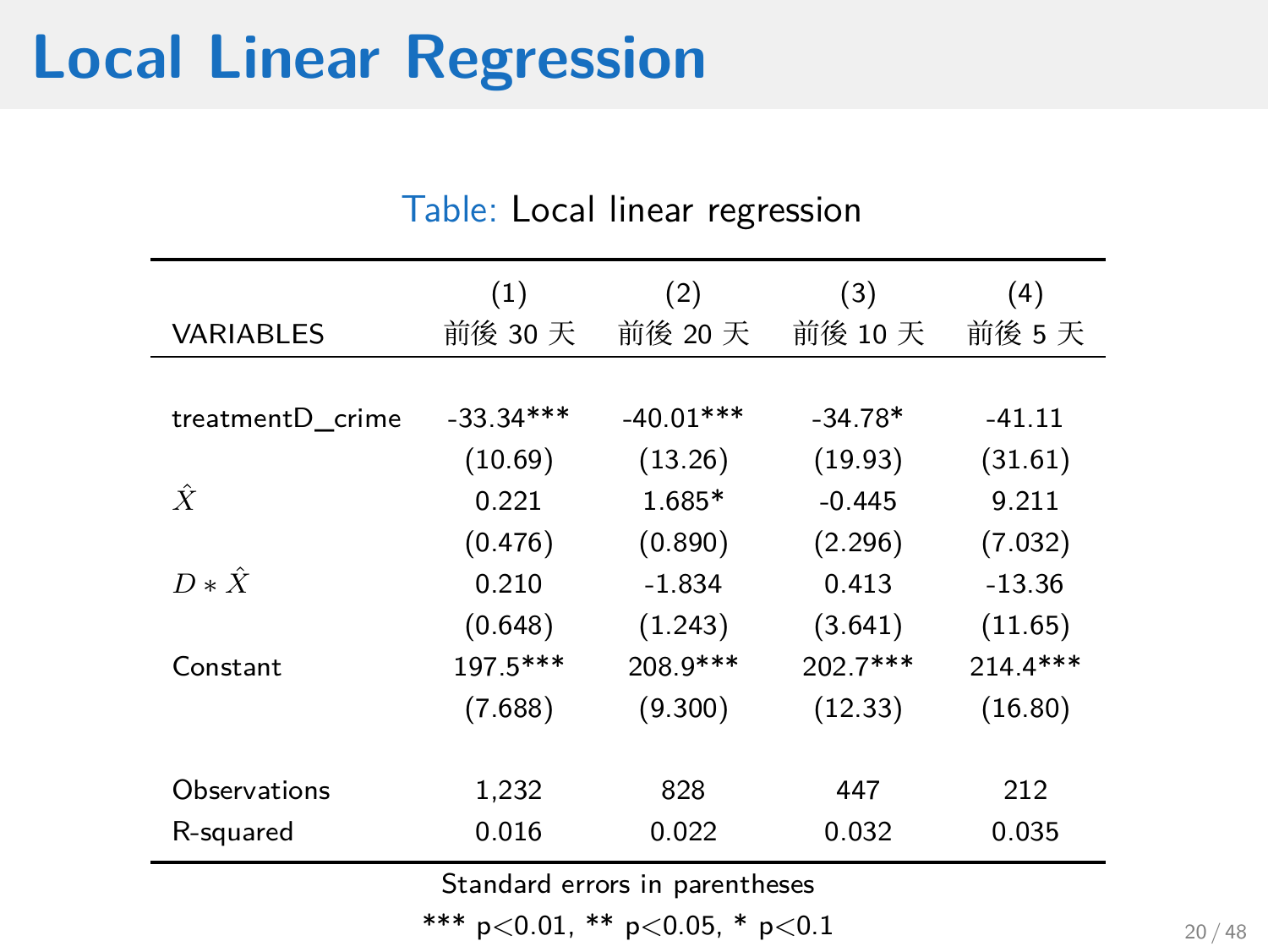# Local Linear Regression

Table: Local linear regression

| VARIABLES | (1)<br>前後 30 天 | (2)<br>前後 20 天 | (3)<br>前後 10 天 | (4)<br>前後 5 天 |
|---|---|---|---|---|
| treatmentD_crime | -33.34*** | -40.01*** | -34.78* | -41.11 |
| | (10.69) | (13.26) | (19.93) | (31.61) |
| $\hat{X}$ | 0.221 | 1.685* | -0.445 | 9.211 |
| | (0.476) | (0.890) | (2.296) | (7.032) |
| $D * \hat{X}$ | 0.210 | -1.834 | 0.413 | -13.36 |
| | (0.648) | (1.243) | (3.641) | (11.65) |
| Constant | 197.5*** | 208.9*** | 202.7*** | 214.4*** |
| | (7.688) | (9.300) | (12.33) | (16.80) |
| Observations | 1,232 | 828 | 447 | 212 |
| R-squared | 0.016 | 0.022 | 0.032 | 0.035 |

Standard errors in parentheses

*** $p<0.01$, ** $p<0.05$, * $p<0.1$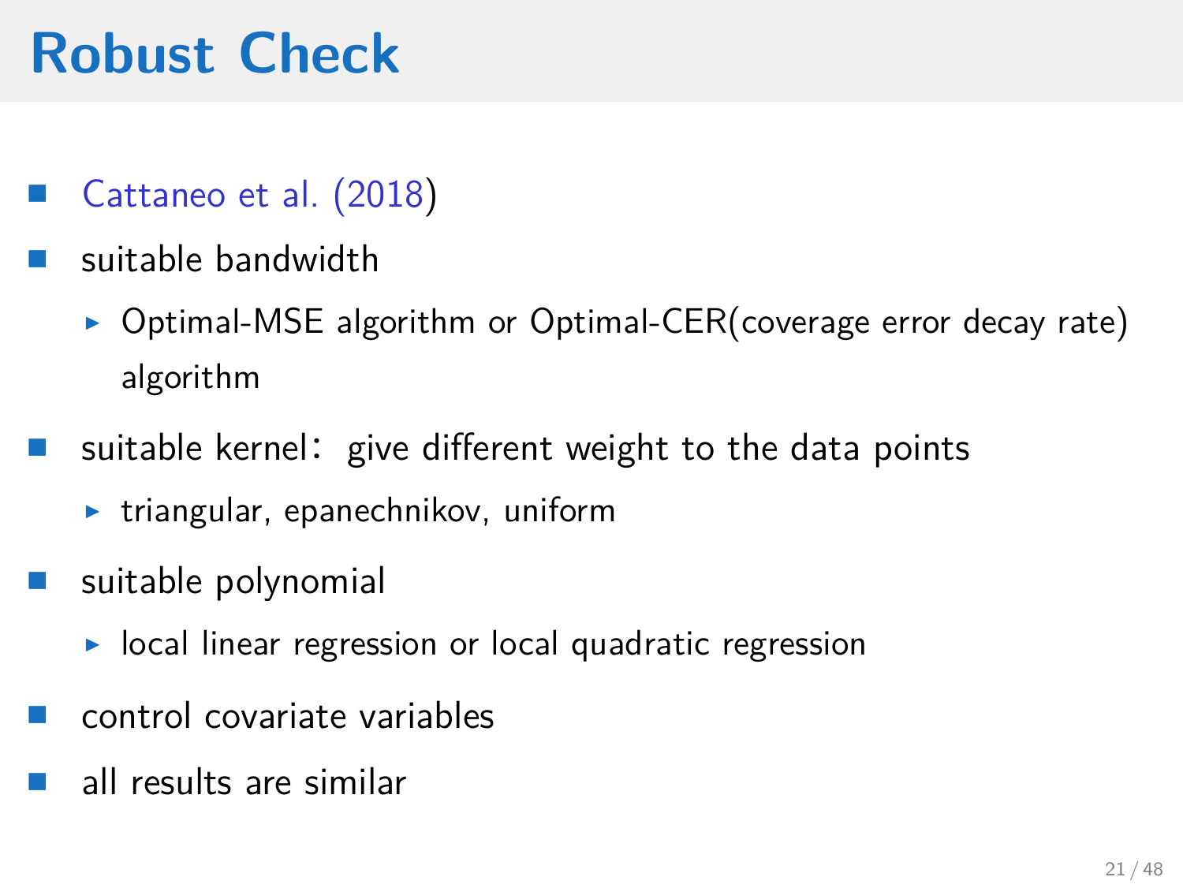# Robust Check

- Cattaneo et al. (2018)
- suitable bandwidth
  - Optimal-MSE algorithm or Optimal-CER(coverage error decay rate) algorithm
- suitable kernel： give different weight to the data points
  - triangular, epanechnikov, uniform
- suitable polynomial
  - local linear regression or local quadratic regression
- control covariate variables
- all results are similar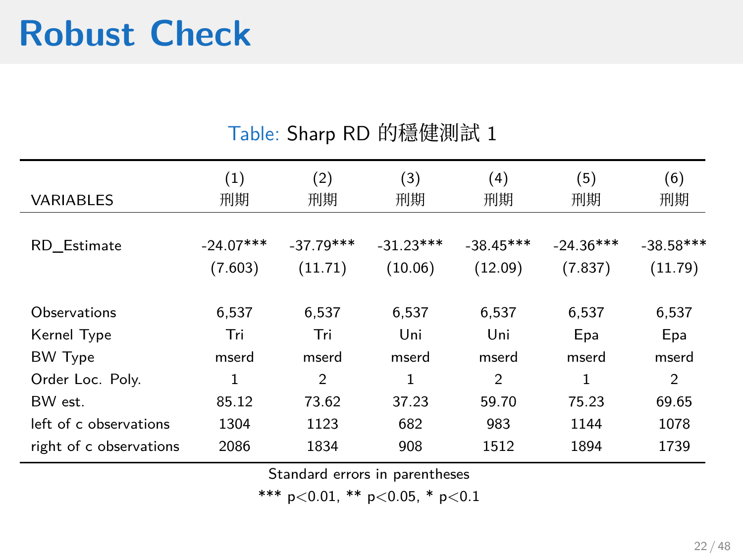# Robust Check

Table: Sharp RD 的穩健測試 1

| VARIABLES | (1)<br>刑期 | (2)<br>刑期 | (3)<br>刑期 | (4)<br>刑期 | (5)<br>刑期 | (6)<br>刑期 |
|---|---|---|---|---|---|---|
| RD_Estimate | -24.07*** | -37.79*** | -31.23*** | -38.45*** | -24.36*** | -38.58*** |
| | (7.603) | (11.71) | (10.06) | (12.09) | (7.837) | (11.79) |
| Observations | 6,537 | 6,537 | 6,537 | 6,537 | 6,537 | 6,537 |
| Kernel Type | Tri | Tri | Uni | Uni | Epa | Epa |
| BW Type | mserd | mserd | mserd | mserd | mserd | mserd |
| Order Loc. Poly. | 1 | 2 | 1 | 2 | 1 | 2 |
| BW est. | 85.12 | 73.62 | 37.23 | 59.70 | 75.23 | 69.65 |
| left of c observations | 1304 | 1123 | 682 | 983 | 1144 | 1078 |
| right of c observations | 2086 | 1834 | 908 | 1512 | 1894 | 1739 |

Standard errors in parentheses

*** $p<0.01$, ** $p<0.05$, * $p<0.1$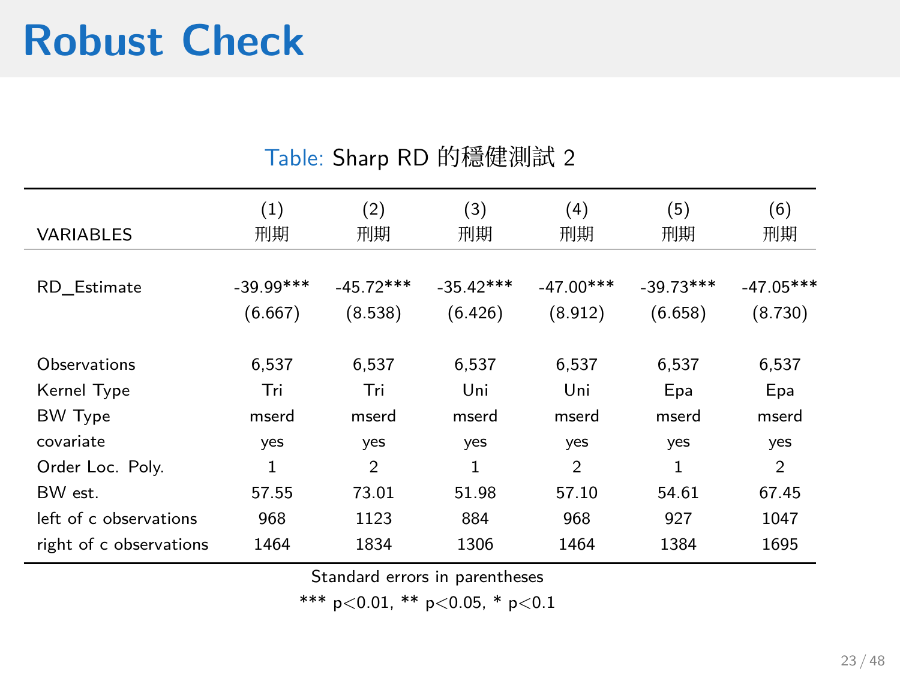# Robust Check

Table: Sharp RD 的穩健測試 2

| VARIABLES | (1)<br>刑期 | (2)<br>刑期 | (3)<br>刑期 | (4)<br>刑期 | (5)<br>刑期 | (6)<br>刑期 |
|---|---|---|---|---|---|---|
| RD_Estimate | -39.99*** | -45.72*** | -35.42*** | -47.00*** | -39.73*** | -47.05*** |
| | (6.667) | (8.538) | (6.426) | (8.912) | (6.658) | (8.730) |
| Observations | 6,537 | 6,537 | 6,537 | 6,537 | 6,537 | 6,537 |
| Kernel Type | Tri | Tri | Uni | Uni | Epa | Epa |
| BW Type | mserd | mserd | mserd | mserd | mserd | mserd |
| covariate | yes | yes | yes | yes | yes | yes |
| Order Loc. Poly. | 1 | 2 | 1 | 2 | 1 | 2 |
| BW est. | 57.55 | 73.01 | 51.98 | 57.10 | 54.61 | 67.45 |
| left of c observations | 968 | 1123 | 884 | 968 | 927 | 1047 |
| right of c observations | 1464 | 1834 | 1306 | 1464 | 1384 | 1695 |

Standard errors in parentheses

*** $p<0.01$, ** $p<0.05$, * $p<0.1$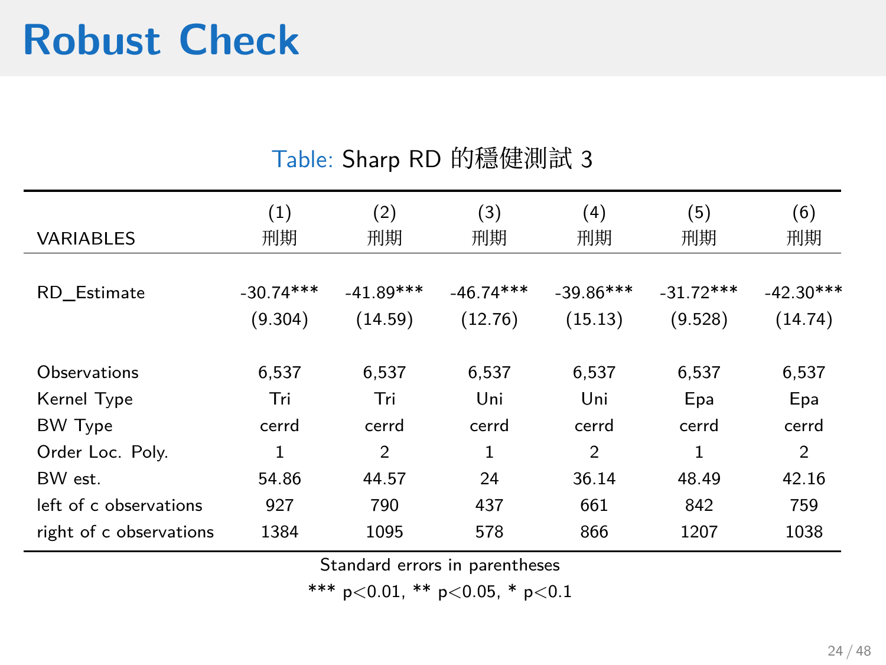# Robust Check

Table: Sharp RD 的穩健測試 3

| VARIABLES | (1)<br>刑期 | (2)<br>刑期 | (3)<br>刑期 | (4)<br>刑期 | (5)<br>刑期 | (6)<br>刑期 |
|---|---|---|---|---|---|---|
| RD_Estimate | -30.74*** | -41.89*** | -46.74*** | -39.86*** | -31.72*** | -42.30*** |
| | (9.304) | (14.59) | (12.76) | (15.13) | (9.528) | (14.74) |
| Observations | 6,537 | 6,537 | 6,537 | 6,537 | 6,537 | 6,537 |
| Kernel Type | Tri | Tri | Uni | Uni | Epa | Epa |
| BW Type | cerrd | cerrd | cerrd | cerrd | cerrd | cerrd |
| Order Loc. Poly. | 1 | 2 | 1 | 2 | 1 | 2 |
| BW est. | 54.86 | 44.57 | 24 | 36.14 | 48.49 | 42.16 |
| left of c observations | 927 | 790 | 437 | 661 | 842 | 759 |
| right of c observations | 1384 | 1095 | 578 | 866 | 1207 | 1038 |

Standard errors in parentheses

*** $p<0.01$, ** $p<0.05$, * $p<0.1$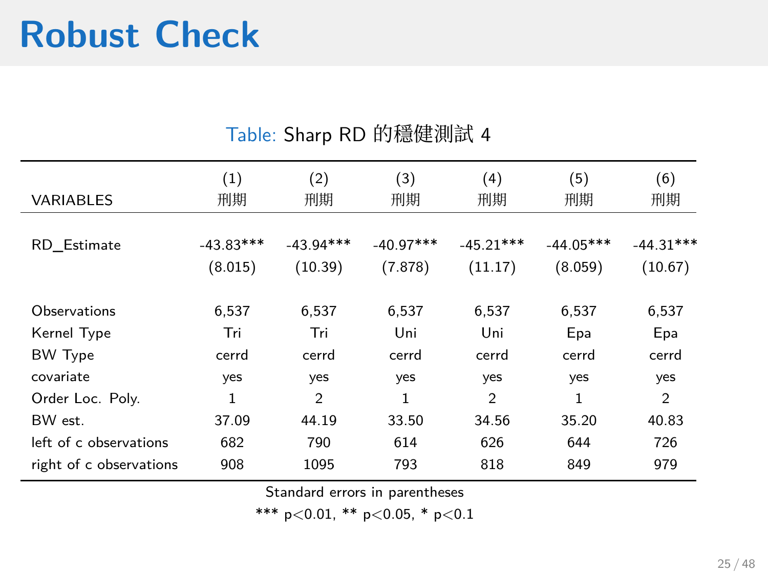# Robust Check

Table: Sharp RD 的穩健測試 4

| VARIABLES | (1) 刑期 | (2) 刑期 | (3) 刑期 | (4) 刑期 | (5) 刑期 | (6) 刑期 |
|---|---|---|---|---|---|---|
| RD_Estimate | -43.83*** | -43.94*** | -40.97*** | -45.21*** | -44.05*** | -44.31*** |
| | (8.015) | (10.39) | (7.878) | (11.17) | (8.059) | (10.67) |
| Observations | 6,537 | 6,537 | 6,537 | 6,537 | 6,537 | 6,537 |
| Kernel Type | Tri | Tri | Uni | Uni | Epa | Epa |
| BW Type | cerrd | cerrd | cerrd | cerrd | cerrd | cerrd |
| covariate | yes | yes | yes | yes | yes | yes |
| Order Loc. Poly. | 1 | 2 | 1 | 2 | 1 | 2 |
| BW est. | 37.09 | 44.19 | 33.50 | 34.56 | 35.20 | 40.83 |
| left of c observations | 682 | 790 | 614 | 626 | 644 | 726 |
| right of c observations | 908 | 1095 | 793 | 818 | 849 | 979 |

Standard errors in parentheses

*** $p<0.01$, ** $p<0.05$, * $p<0.1$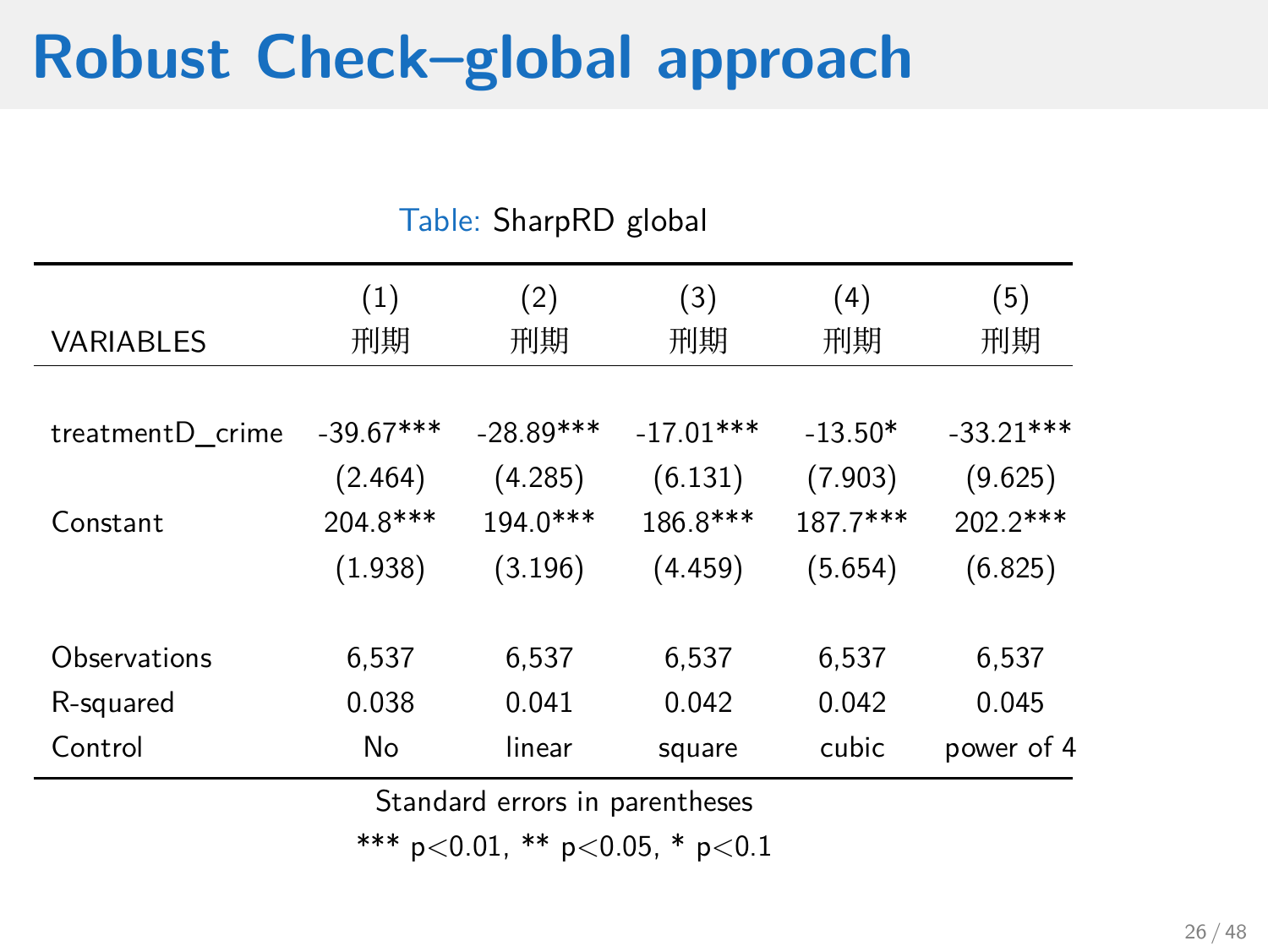# Robust Check–global approach

Table: SharpRD global

| VARIABLES | (1)<br>刑期 | (2)<br>刑期 | (3)<br>刑期 | (4)<br>刑期 | (5)<br>刑期 |
|---|---|---|---|---|---|
| treatmentD_crime | -39.67*** | -28.89*** | -17.01*** | -13.50* | -33.21*** |
| | (2.464) | (4.285) | (6.131) | (7.903) | (9.625) |
| Constant | 204.8*** | 194.0*** | 186.8*** | 187.7*** | 202.2*** |
| | (1.938) | (3.196) | (4.459) | (5.654) | (6.825) |
| Observations | 6,537 | 6,537 | 6,537 | 6,537 | 6,537 |
| R-squared | 0.038 | 0.041 | 0.042 | 0.042 | 0.045 |
| Control | No | linear | square | cubic | power of 4 |

Standard errors in parentheses

*** $p<0.01$, ** $p<0.05$, * $p<0.1$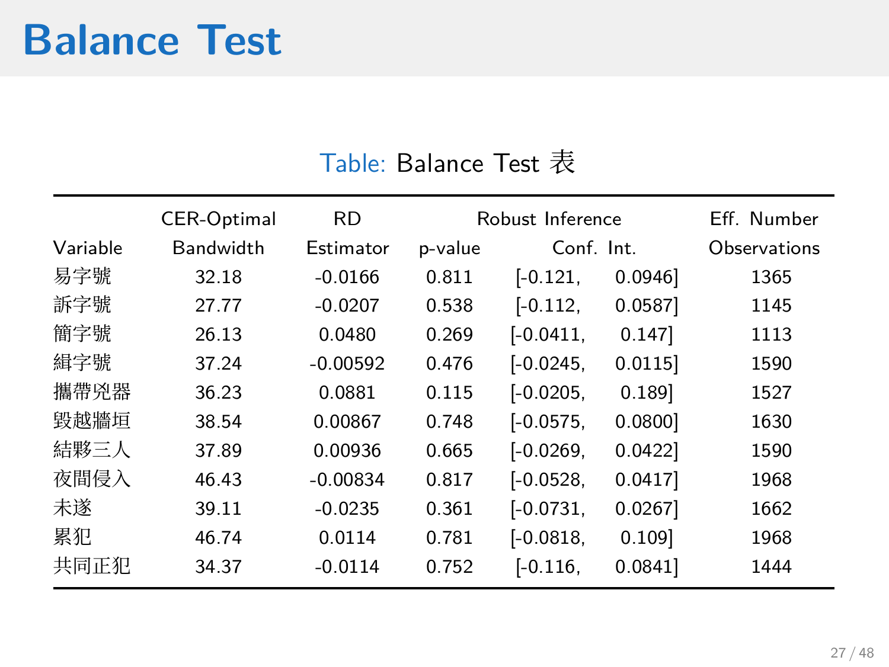# Balance Test

Table: Balance Test 表

| Variable | CER-Optimal Bandwidth | RD Estimator | p-value | Robust Inference Conf. Int. | | Eff. Number Observations |
|---|---|---|---|---|---|---|
| 易字號 | 32.18 | -0.0166 | 0.811 | [-0.121, | 0.0946] | 1365 |
| 訴字號 | 27.77 | -0.0207 | 0.538 | [-0.112, | 0.0587] | 1145 |
| 簡字號 | 26.13 | 0.0480 | 0.269 | [-0.0411, | 0.147] | 1113 |
| 緝字號 | 37.24 | -0.00592 | 0.476 | [-0.0245, | 0.0115] | 1590 |
| 攜帶兇器 | 36.23 | 0.0881 | 0.115 | [-0.0205, | 0.189] | 1527 |
| 毀越牆垣 | 38.54 | 0.00867 | 0.748 | [-0.0575, | 0.0800] | 1630 |
| 結夥三人 | 37.89 | 0.00936 | 0.665 | [-0.0269, | 0.0422] | 1590 |
| 夜間侵入 | 46.43 | -0.00834 | 0.817 | [-0.0528, | 0.0417] | 1968 |
| 未遂 | 39.11 | -0.0235 | 0.361 | [-0.0731, | 0.0267] | 1662 |
| 累犯 | 46.74 | 0.0114 | 0.781 | [-0.0818, | 0.109] | 1968 |
| 共同正犯 | 34.37 | -0.0114 | 0.752 | [-0.116, | 0.0841] | 1444 |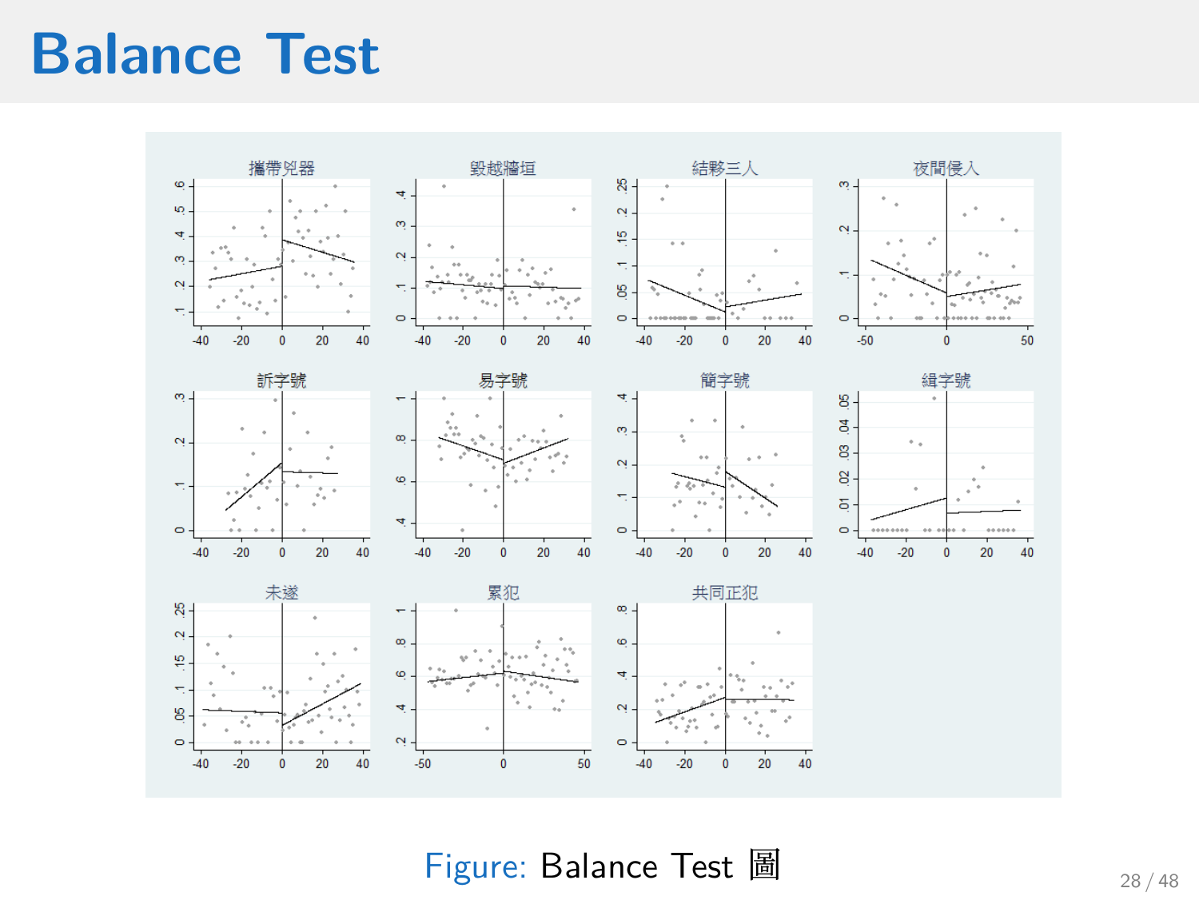# Balance Test

Figure: Balance Test 圖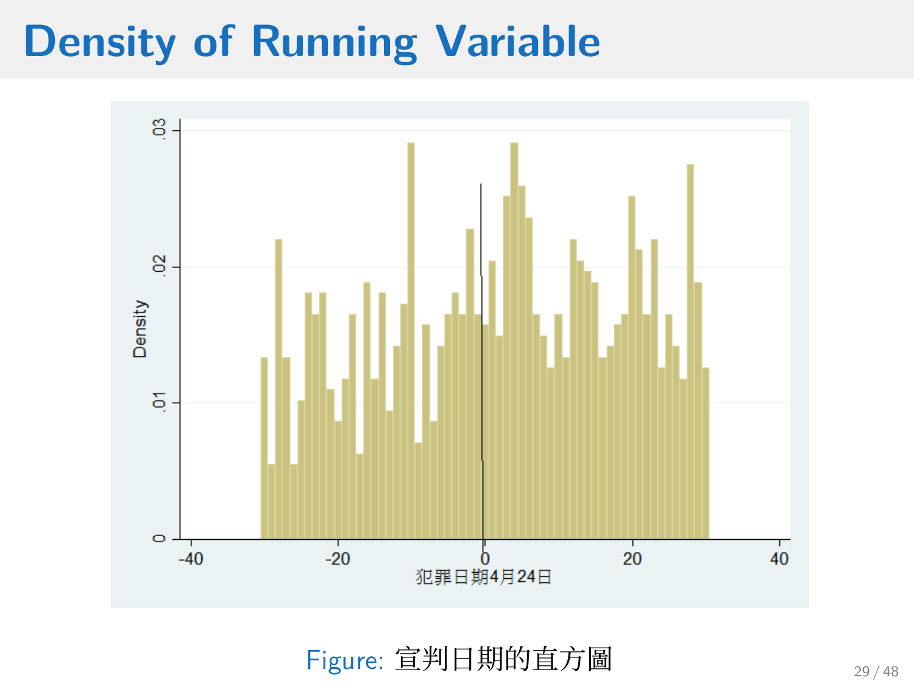# Density of Running Variable

Figure: 宣判日期的直方圖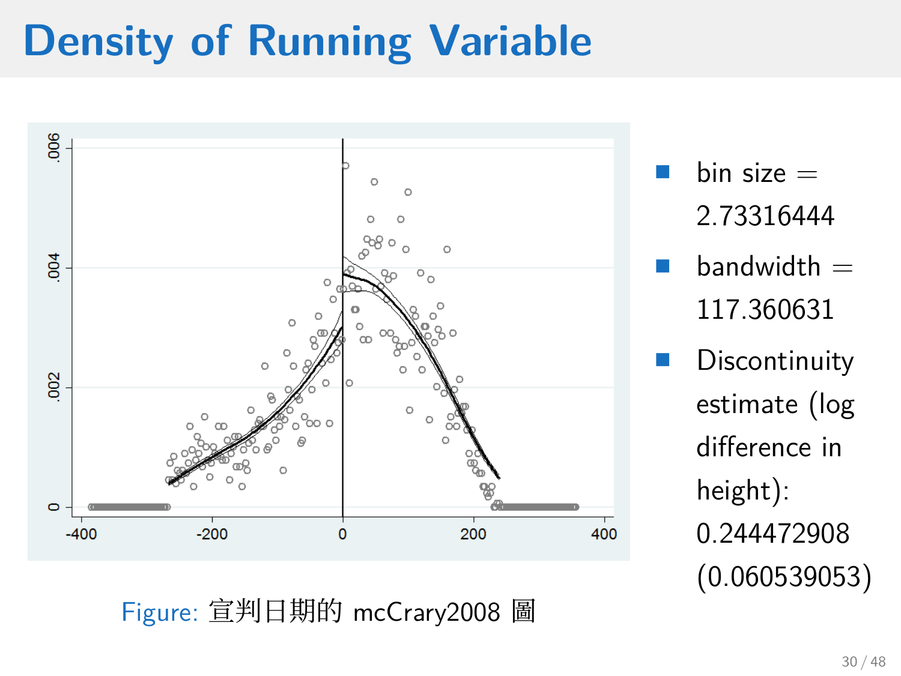# Density of Running Variable

Figure: 宣判日期的 mcCrary2008 圖

- bin size = 2.73316444
- bandwidth = 117.360631
- Discontinuity estimate (log difference in height): 0.244472908 (0.060539053)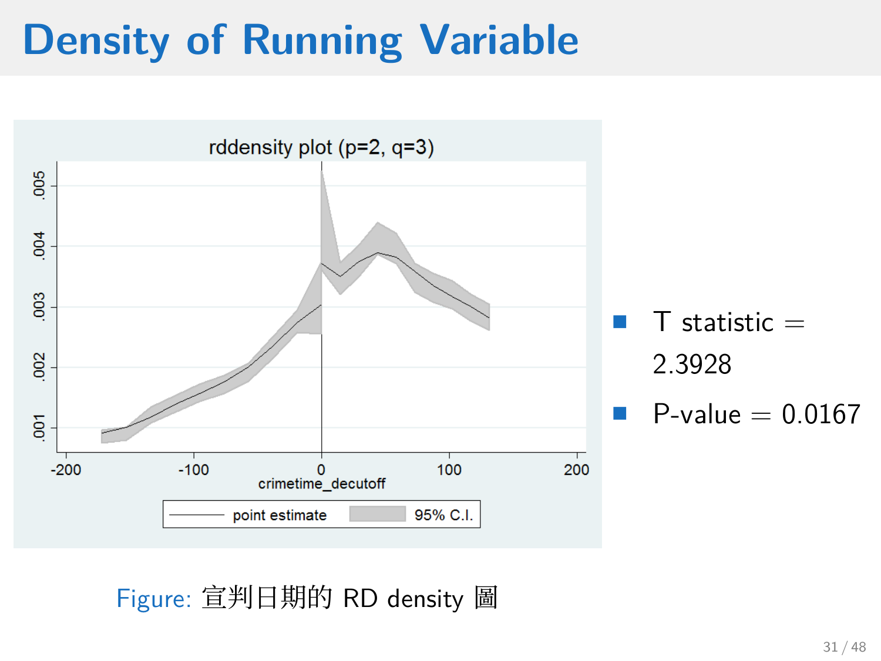# Density of Running Variable

rddensity plot (p=2, q=3)

- T statistic = 2.3928
- P-value = 0.0167

Figure: 宣判日期的 RD density 圖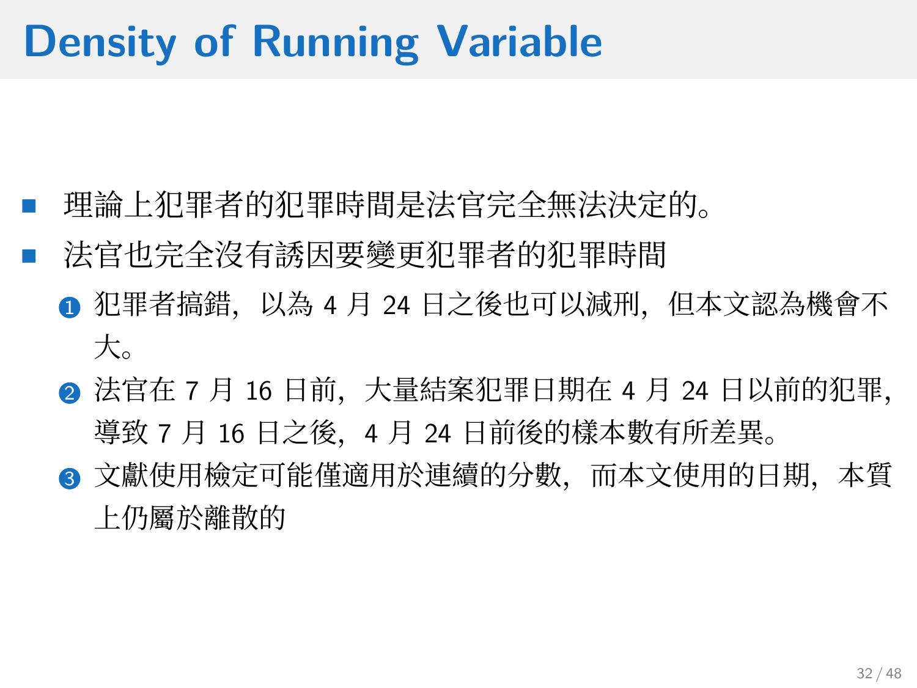# Density of Running Variable

- 理論上犯罪者的犯罪時間是法官完全無法決定的。
- 法官也完全沒有誘因要變更犯罪者的犯罪時間
  1. 犯罪者搞錯，以為 4 月 24 日之後也可以減刑，但本文認為機會不大。
  2. 法官在 7 月 16 日前，大量結案犯罪日期在 4 月 24 日以前的犯罪，導致 7 月 16 日之後，4 月 24 日前後的樣本數有所差異。
  3. 文獻使用檢定可能僅適用於連續的分數，而本文使用的日期，本質上仍屬於離散的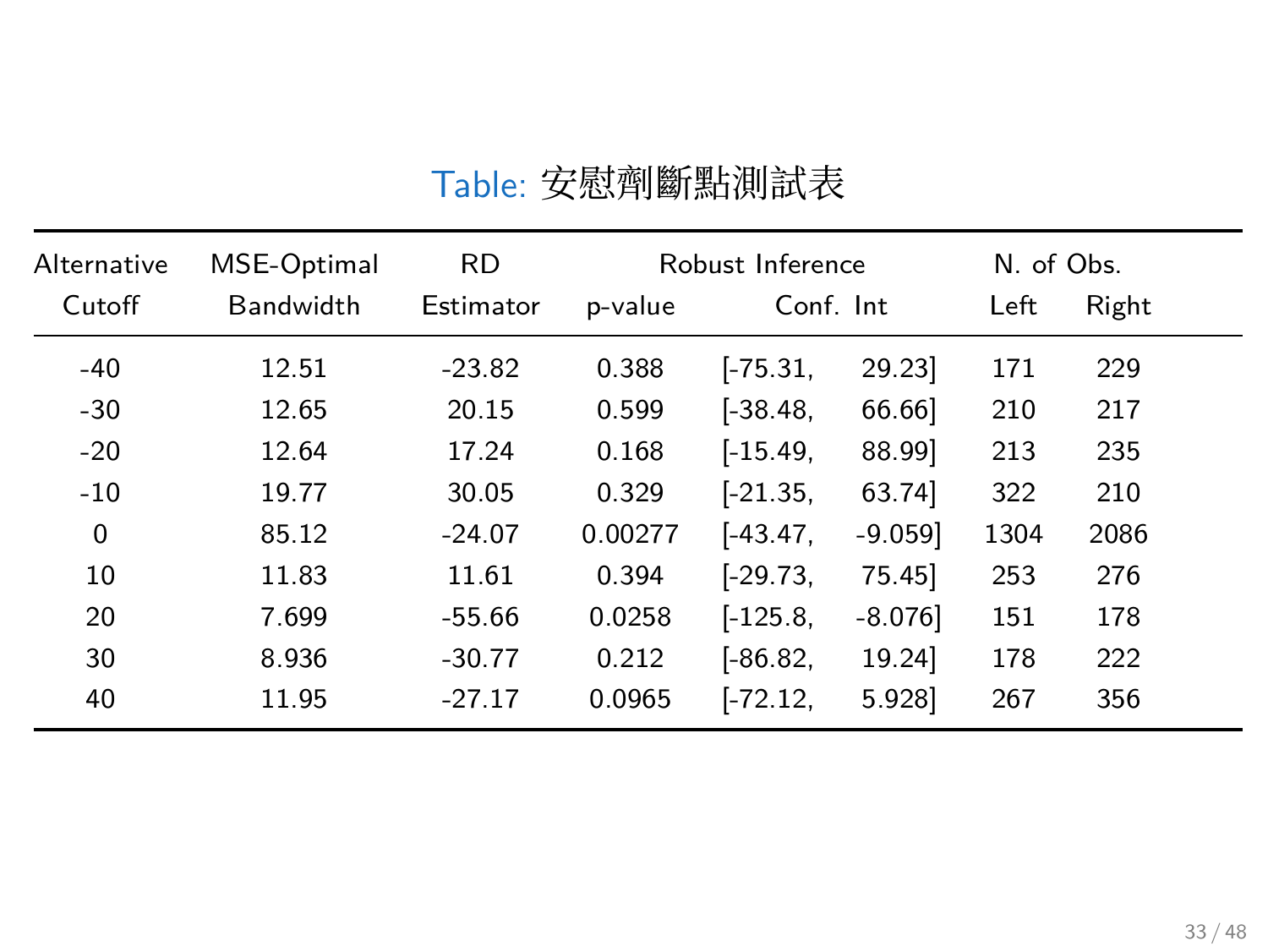Table: 安慰劑斷點測試表

| Alternative Cutoff | MSE-Optimal Bandwidth | RD Estimator | Robust Inference | | N. of Obs. | |
|---|---|---|---|---|---|---|
| | | | p-value | Conf. Int | Left | Right |
| -40 | 12.51 | -23.82 | 0.388 | [-75.31, 29.23] | 171 | 229 |
| -30 | 12.65 | 20.15 | 0.599 | [-38.48, 66.66] | 210 | 217 |
| -20 | 12.64 | 17.24 | 0.168 | [-15.49, 88.99] | 213 | 235 |
| -10 | 19.77 | 30.05 | 0.329 | [-21.35, 63.74] | 322 | 210 |
| 0 | 85.12 | -24.07 | 0.00277 | [-43.47, -9.059] | 1304 | 2086 |
| 10 | 11.83 | 11.61 | 0.394 | [-29.73, 75.45] | 253 | 276 |
| 20 | 7.699 | -55.66 | 0.0258 | [-125.8, -8.076] | 151 | 178 |
| 30 | 8.936 | -30.77 | 0.212 | [-86.82, 19.24] | 178 | 222 |
| 40 | 11.95 | -27.17 | 0.0965 | [-72.12, 5.928] | 267 | 356 |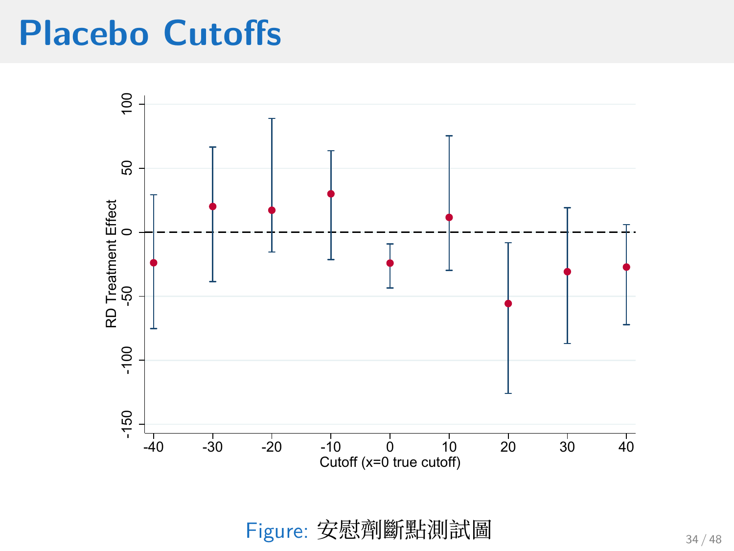# Placebo Cutoffs

Figure: 安慰劑斷點測試圖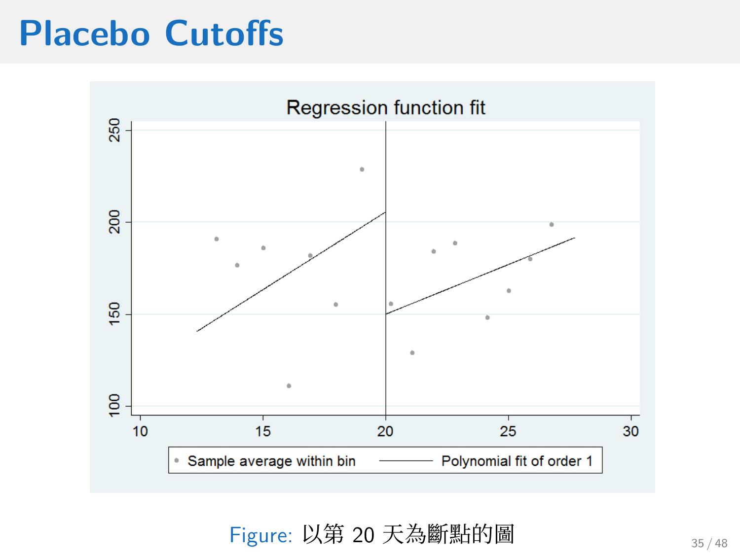# Placebo Cutoffs

Regression function fit

Figure: 以第 20 天為斷點的圖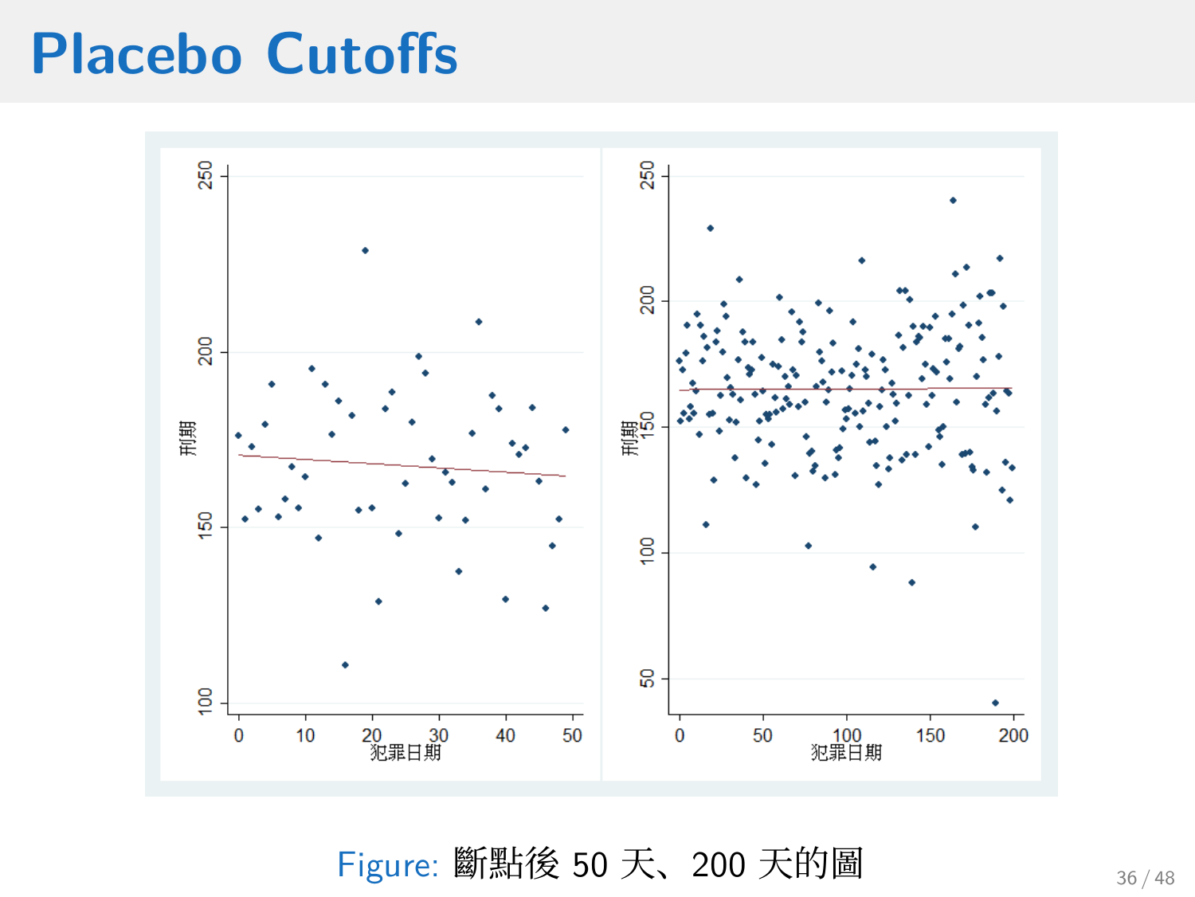# Placebo Cutoffs

Figure: 斷點後 50 天、200 天的圖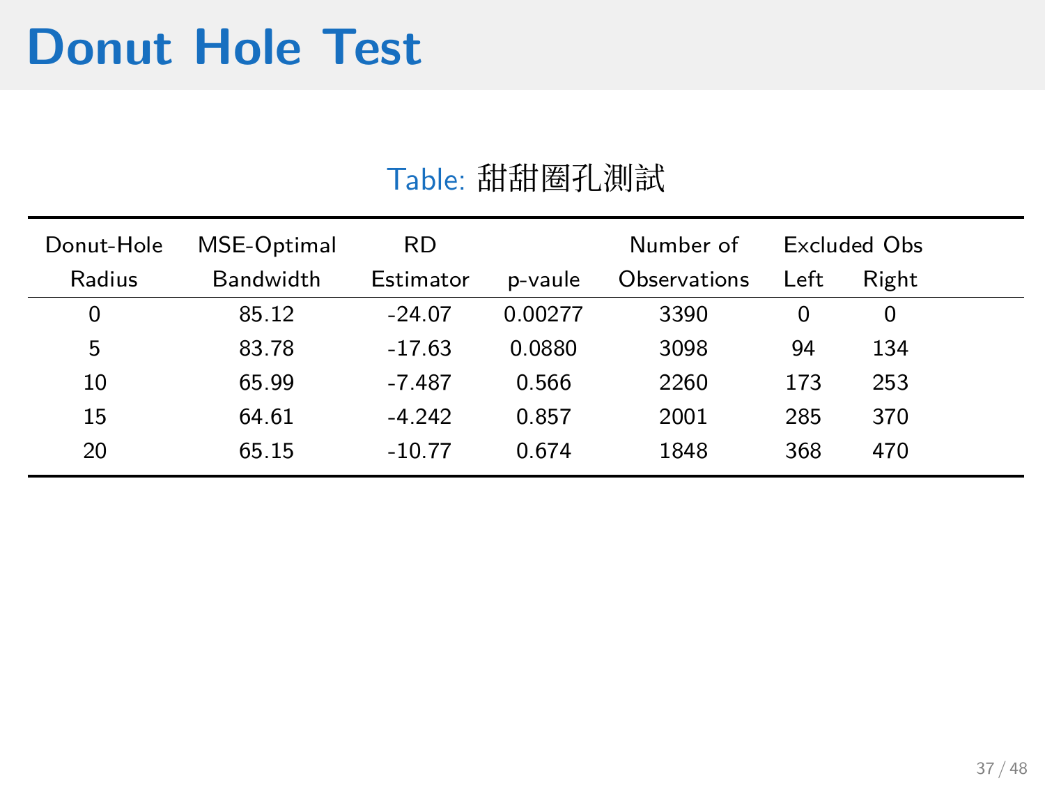# Donut Hole Test

Table: 甜甜圈孔測試

| Donut-Hole Radius | MSE-Optimal Bandwidth | RD Estimator | p-vaule | Number of Observations | Excluded Obs Left | Excluded Obs Right |
|---|---|---|---|---|---|---|
| 0 | 85.12 | -24.07 | 0.00277 | 3390 | 0 | 0 |
| 5 | 83.78 | -17.63 | 0.0880 | 3098 | 94 | 134 |
| 10 | 65.99 | -7.487 | 0.566 | 2260 | 173 | 253 |
| 15 | 64.61 | -4.242 | 0.857 | 2001 | 285 | 370 |
| 20 | 65.15 | -10.77 | 0.674 | 1848 | 368 | 470 |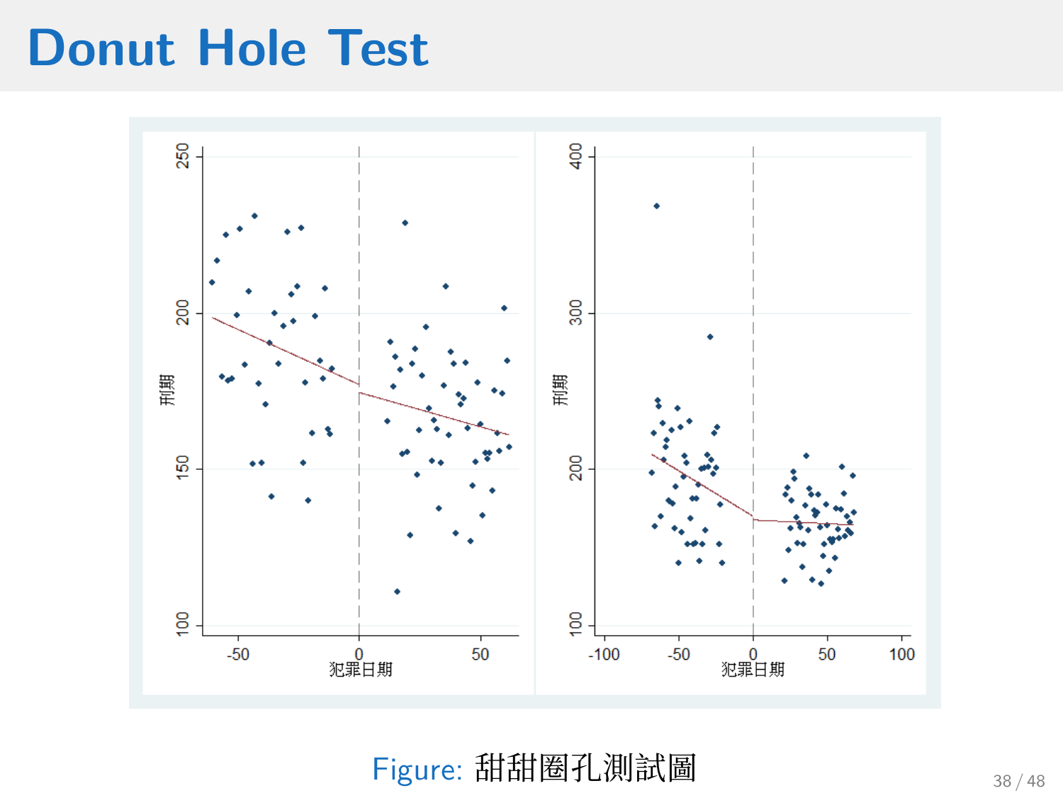# Donut Hole Test

Figure: 甜甜圈孔測試圖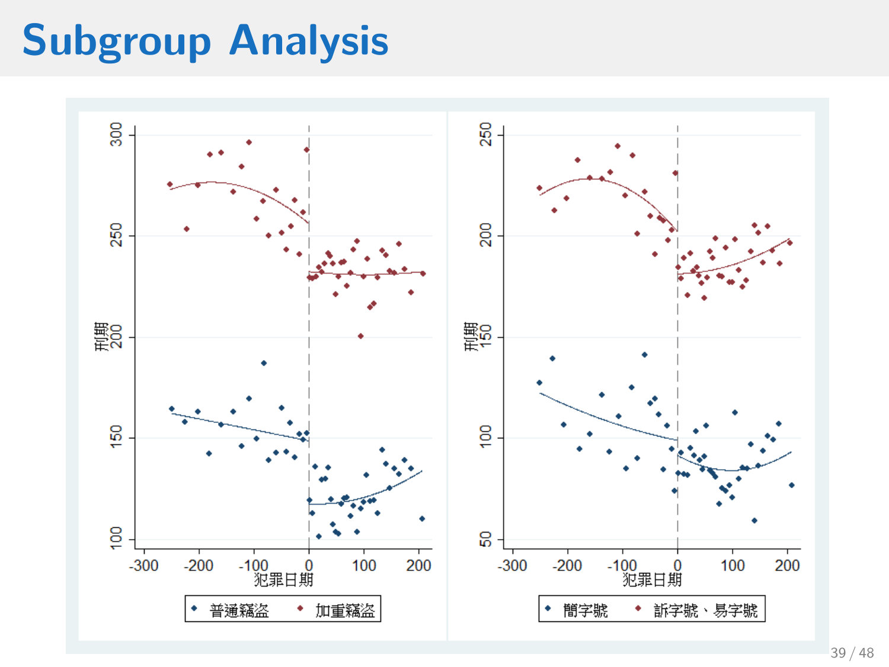# Subgroup Analysis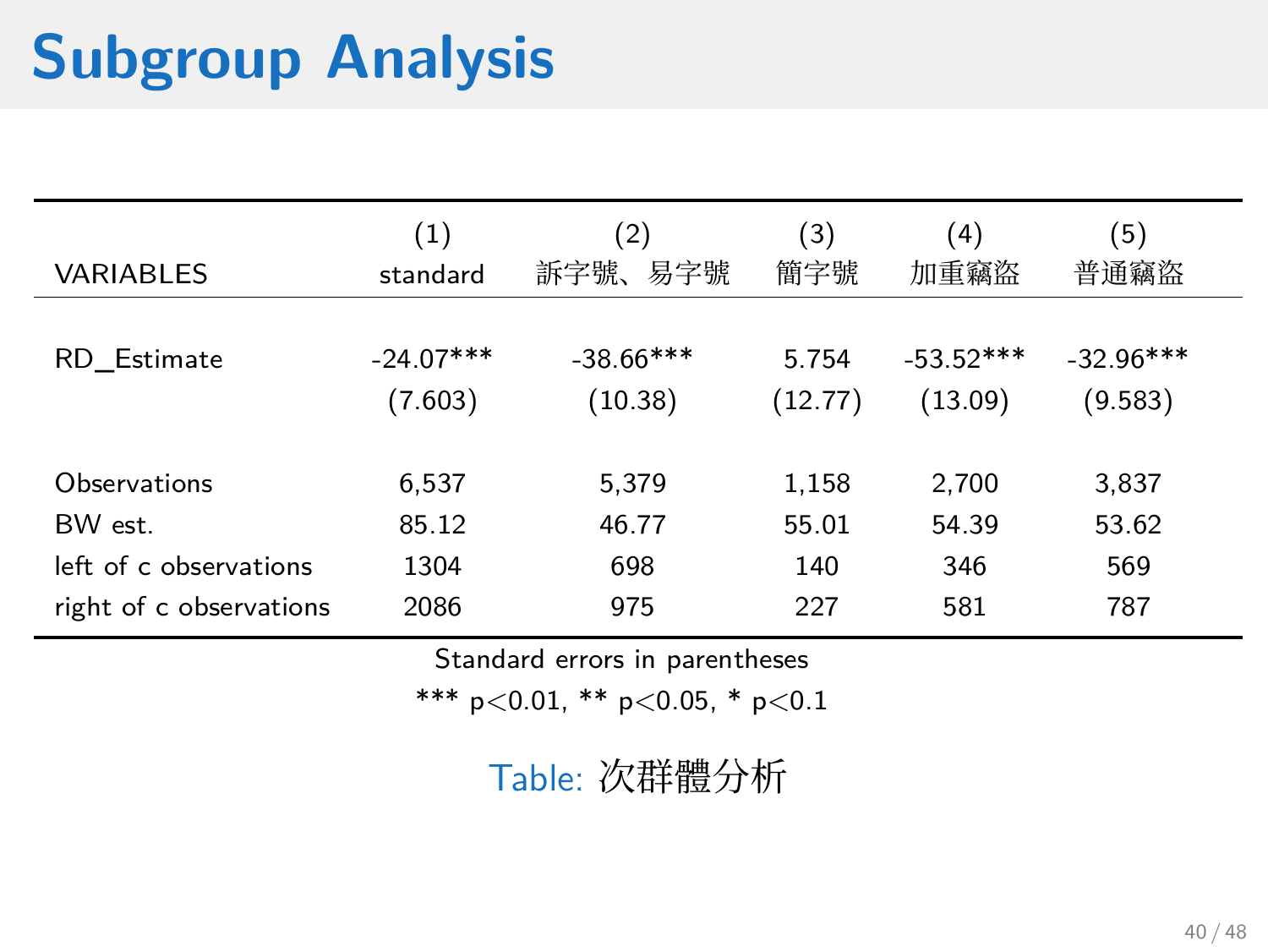# Subgroup Analysis

| VARIABLES | (1)<br>standard | (2)<br>訴字號、易字號 | (3)<br>簡字號 | (4)<br>加重竊盜 | (5)<br>普通竊盜 |
|---|---|---|---|---|---|
| RD_Estimate | -24.07*** | -38.66*** | 5.754 | -53.52*** | -32.96*** |
| | (7.603) | (10.38) | (12.77) | (13.09) | (9.583) |
| Observations | 6,537 | 5,379 | 1,158 | 2,700 | 3,837 |
| BW est. | 85.12 | 46.77 | 55.01 | 54.39 | 53.62 |
| left of c observations | 1304 | 698 | 140 | 346 | 569 |
| right of c observations | 2086 | 975 | 227 | 581 | 787 |

Standard errors in parentheses

*** $p<0.01$, ** $p<0.05$, * $p<0.1$

Table: 次群體分析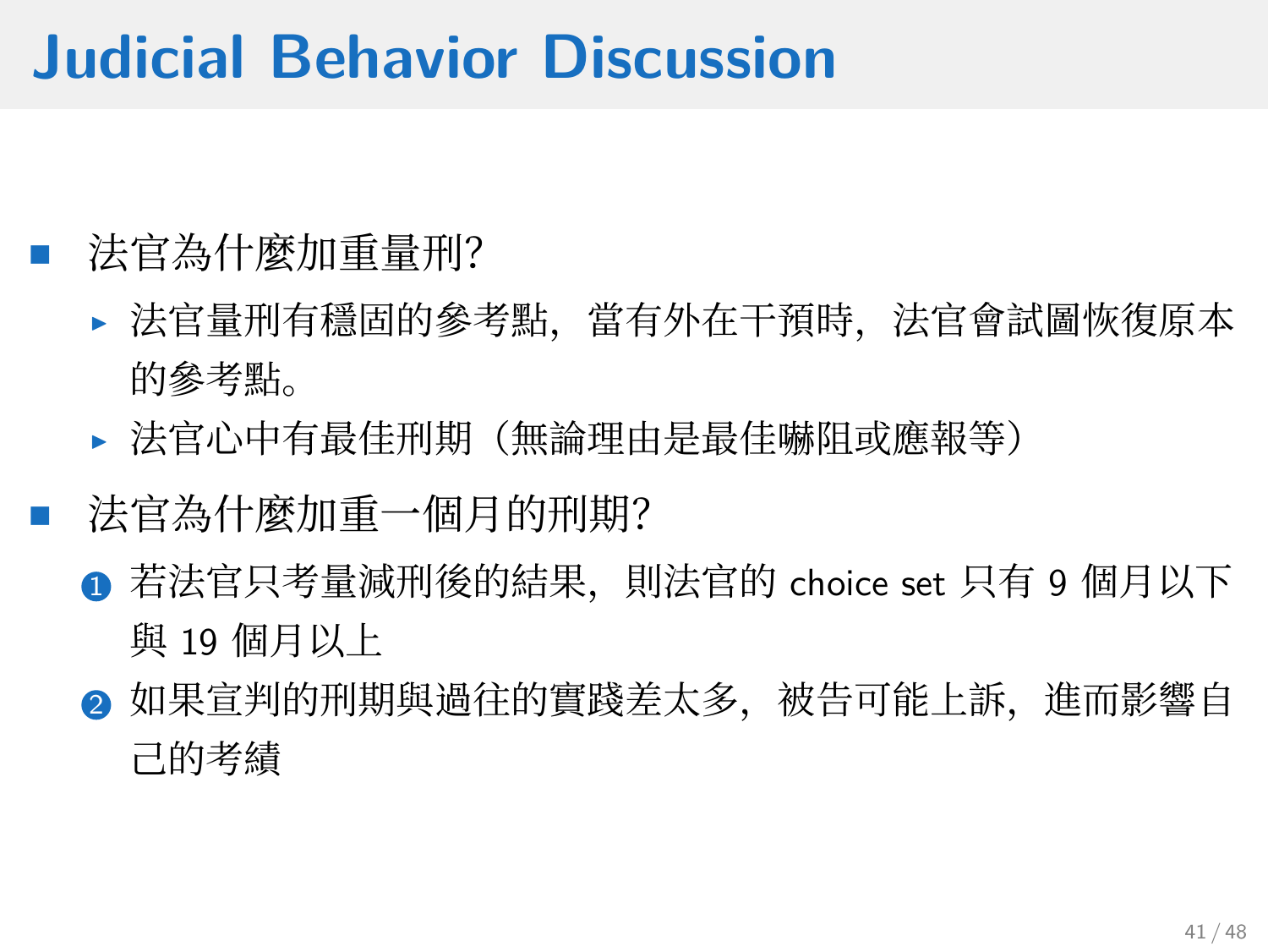# Judicial Behavior Discussion

- 法官為什麼加重量刑?
  - 法官量刑有穩固的參考點，當有外在干預時，法官會試圖恢復原本的參考點。
  - 法官心中有最佳刑期（無論理由是最佳嚇阻或應報等）
- 法官為什麼加重一個月的刑期?
  1. 若法官只考量減刑後的結果，則法官的 choice set 只有 9 個月以下與 19 個月以上
  2. 如果宣判的刑期與過往的實踐差太多，被告可能上訴，進而影響自己的考績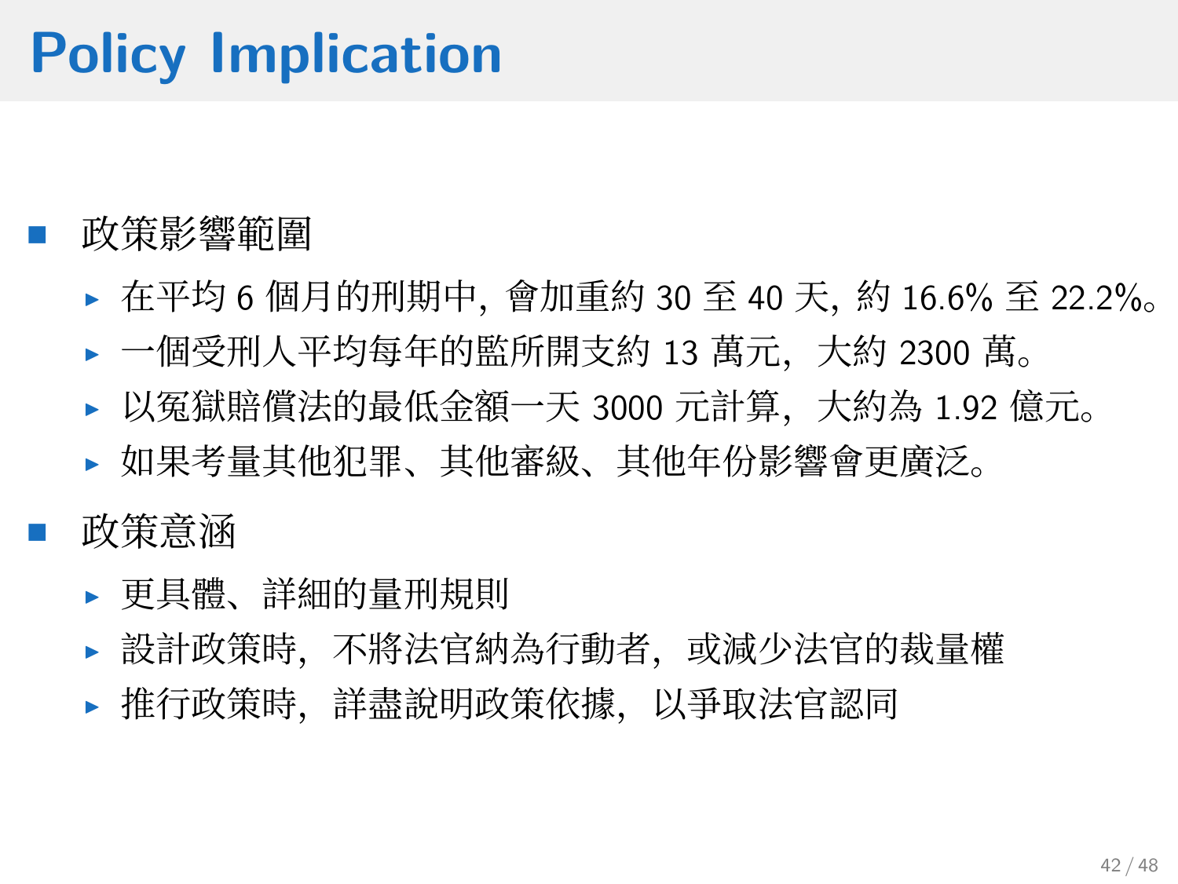# Policy Implication

- 政策影響範圍
  - 在平均 6 個月的刑期中，會加重約 30 至 40 天，約 16.6% 至 22.2%。
  - 一個受刑人平均每年的監所開支約 13 萬元，大約 2300 萬。
  - 以冤獄賠償法的最低金額一天 3000 元計算，大約為 1.92 億元。
  - 如果考量其他犯罪、其他審級、其他年份影響會更廣泛。
- 政策意涵
  - 更具體、詳細的量刑規則
  - 設計政策時，不將法官納為行動者，或減少法官的裁量權
  - 推行政策時，詳盡說明政策依據，以爭取法官認同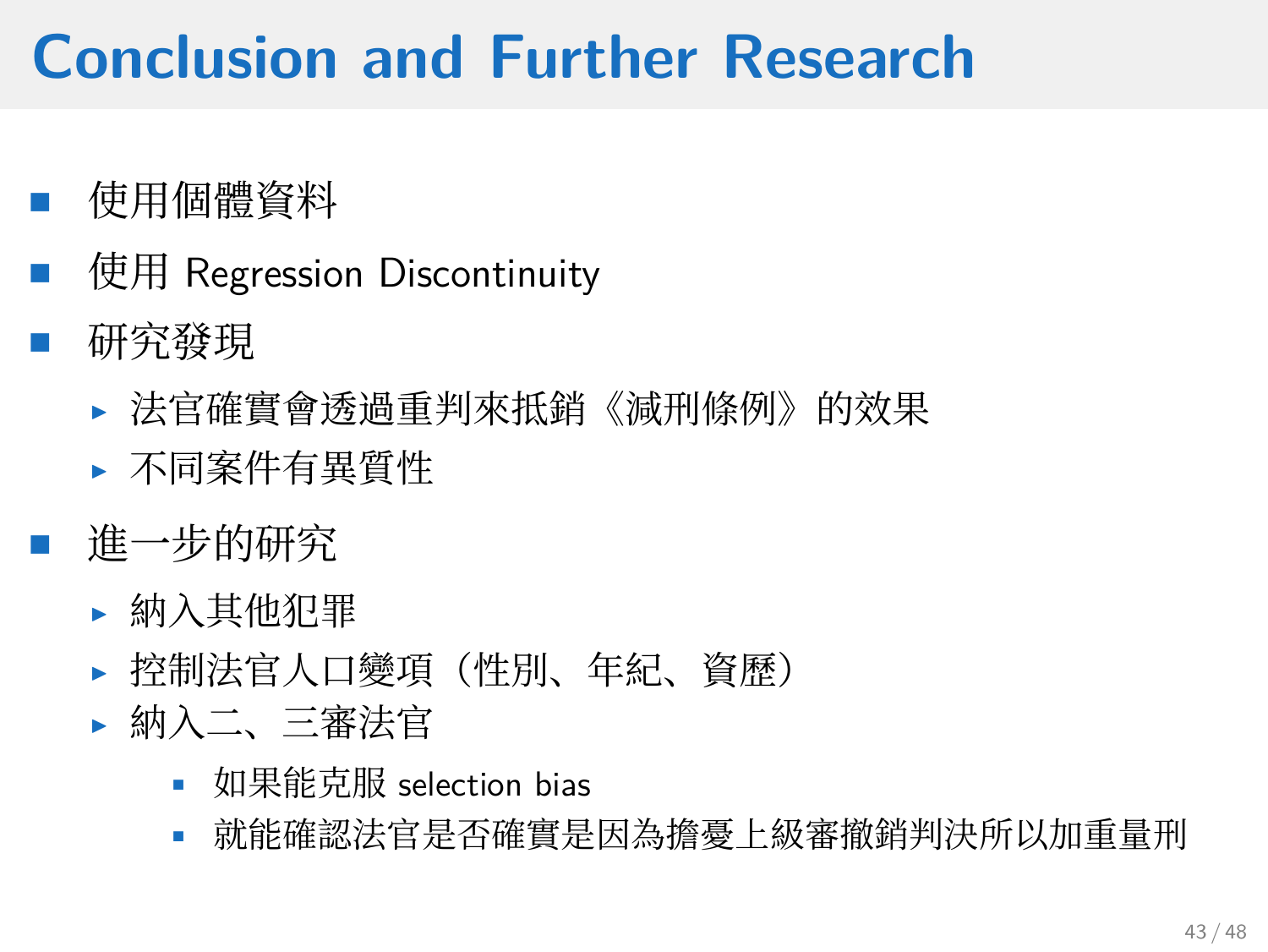# Conclusion and Further Research

- 使用個體資料
- 使用 Regression Discontinuity
- 研究發現
  - 法官確實會透過重判來抵銷《減刑條例》的效果
  - 不同案件有異質性
- 進一步的研究
  - 納入其他犯罪
  - 控制法官人口變項（性別、年紀、資歷）
  - 納入二、三審法官
    - 如果能克服 selection bias
    - 就能確認法官是否確實是因為擔憂上級審撤銷判決所以加重量刑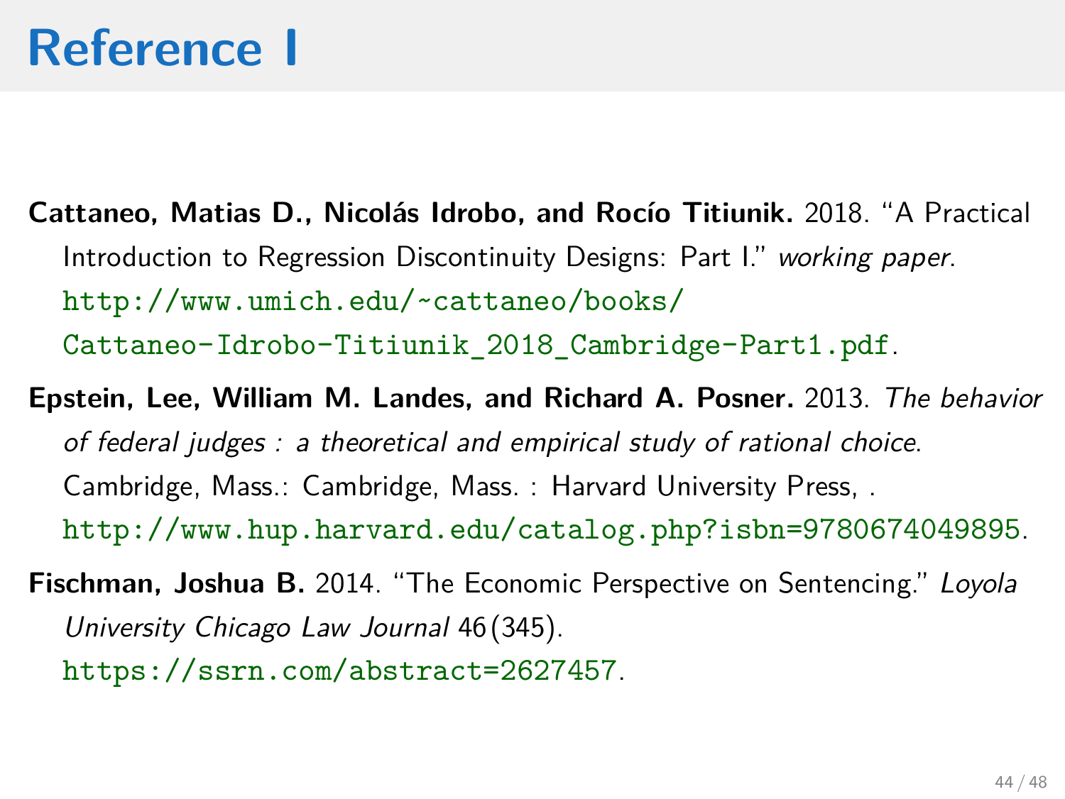# Reference I

**Cattaneo, Matias D., Nicolás Idrobo, and Rocío Titiunik.** 2018. "A Practical Introduction to Regression Discontinuity Designs: Part I." *working paper*. http://www.umich.edu/~cattaneo/books/Cattaneo-Idrobo-Titiunik_2018_Cambridge-Part1.pdf.

**Epstein, Lee, William M. Landes, and Richard A. Posner.** 2013. *The behavior of federal judges : a theoretical and empirical study of rational choice*. Cambridge, Mass.: Cambridge, Mass. : Harvard University Press, . http://www.hup.harvard.edu/catalog.php?isbn=9780674049895.

**Fischman, Joshua B.** 2014. "The Economic Perspective on Sentencing." *Loyola University Chicago Law Journal* 46 (345). https://ssrn.com/abstract=2627457.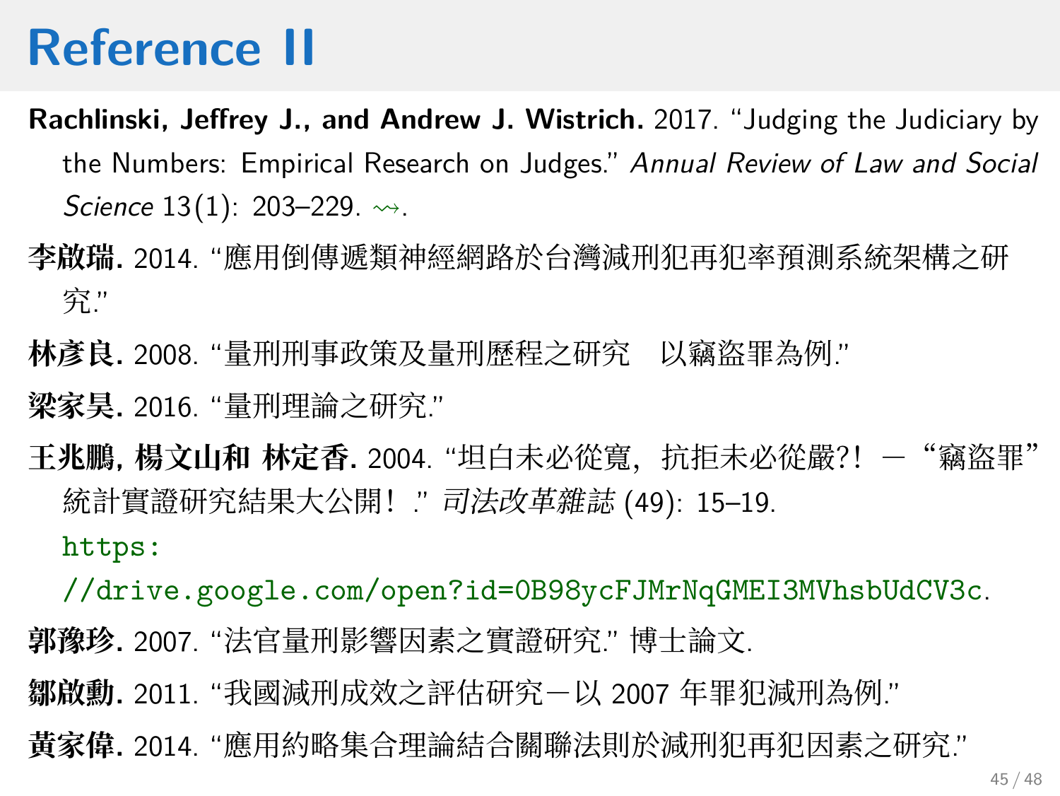# Reference II

**Rachlinski, Jeffrey J., and Andrew J. Wistrich.** 2017. "Judging the Judiciary by the Numbers: Empirical Research on Judges." *Annual Review of Law and Social Science* 13(1): 203–229. ⇝.

**李啟瑞.** 2014. "應用倒傳遞類神經網路於台灣減刑犯再犯率預測系統架構之研究."

**林彥良.** 2008. "量刑刑事政策及量刑歷程之研究　以竊盜罪為例."

**梁家昊.** 2016. "量刑理論之研究."

**王兆鵬, 楊文山和 林定香.** 2004. "坦白未必從寬，抗拒未必從嚴?! －"竊盜罪"統計實證研究結果大公開！." *司法改革雜誌* (49): 15–19. https://drive.google.com/open?id=0B98ycFJMrNqGMEI3MVhsbUdCV3c.

**郭豫珍.** 2007. "法官量刑影響因素之實證研究." 博士論文.

**鄒啟勳.** 2011. "我國減刑成效之評估研究－以 2007 年罪犯減刑為例."

**黃家偉.** 2014. "應用約略集合理論結合關聯法則於減刑犯再犯因素之研究."